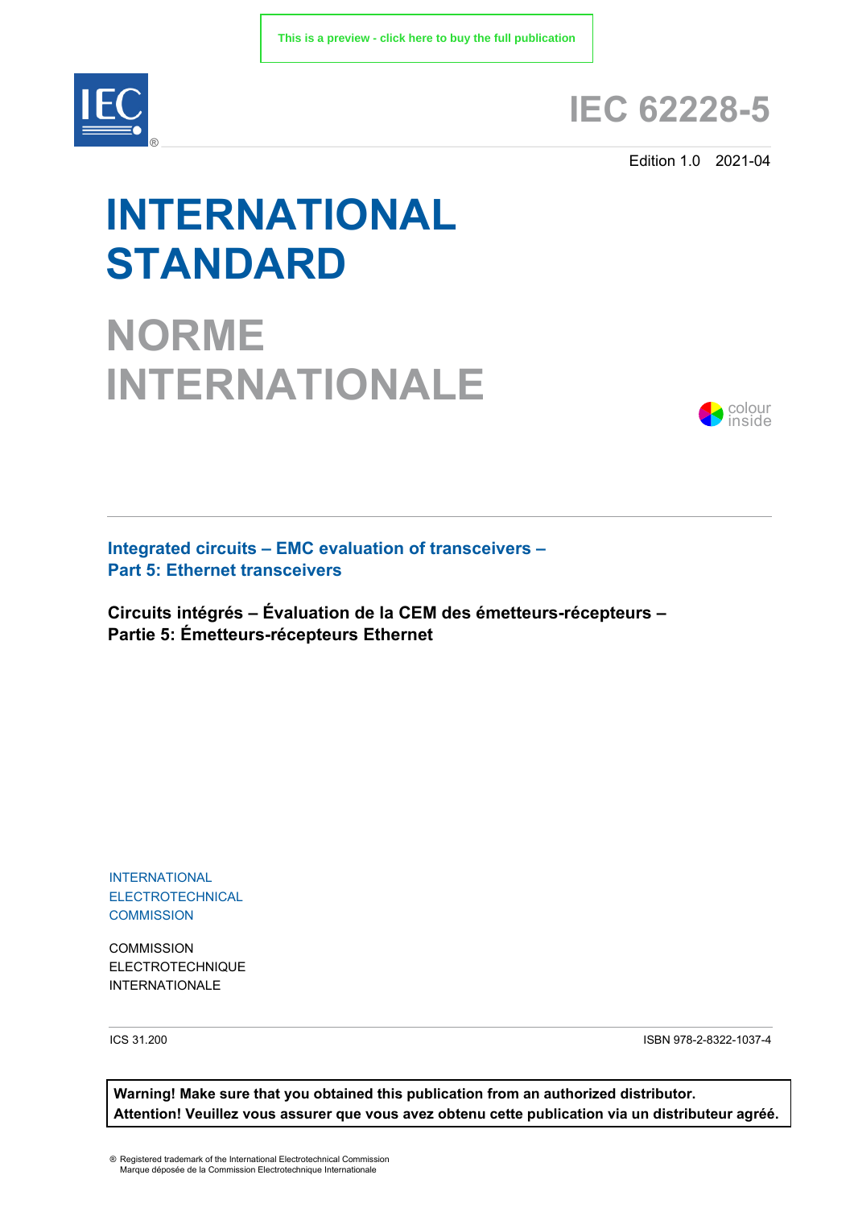This is a preview - click here to buy the full publication

# IEC 62228-5

Edition 1.0 2021-04

# INTERNATIONAL STANDARD

# NORME INTERNATIONALE

colour inside

## Integrated circuits – EMC evaluation of transceivers – Part 5: Ethernet transceivers

## Circuits intégrés – Évaluation de la CEM des émetteurs-récepteurs – Partie 5: Émetteurs-récepteurs Ethernet

INTERNATIONAL
ELECTROTECHNICAL
COMMISSION

COMMISSION
ELECTROTECHNIQUE
INTERNATIONALE

ICS 31.200

ISBN 978-2-8322-1037-4

**Warning! Make sure that you obtained this publication from an authorized distributor.**
**Attention! Veuillez vous assurer que vous avez obtenu cette publication via un distributeur agréé.**

® Registered trademark of the International Electrotechnical Commission
Marque déposée de la Commission Electrotechnique Internationale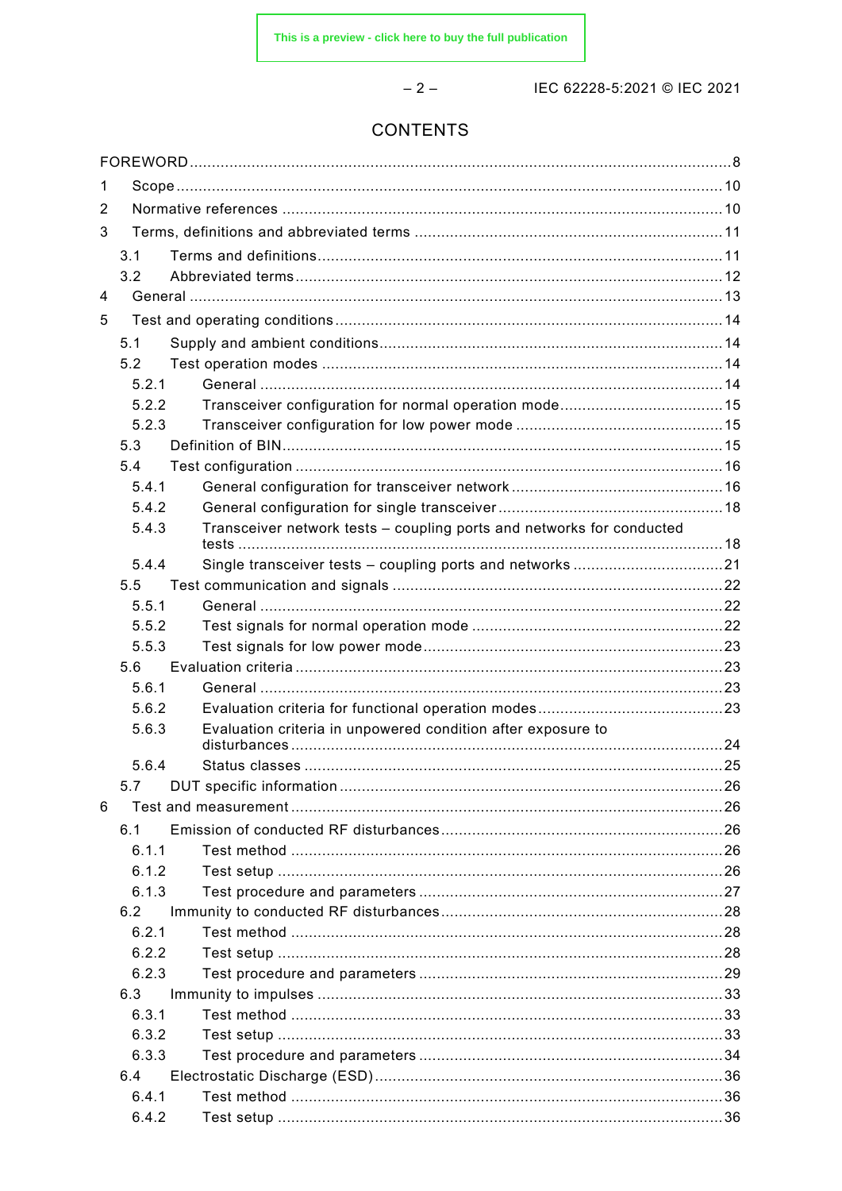# CONTENTS

FOREWORD .... 8

1 Scope .... 10

2 Normative references .... 10

3 Terms, definitions and abbreviated terms .... 11

- 3.1 Terms and definitions .... 11
- 3.2 Abbreviated terms .... 12

4 General .... 13

5 Test and operating conditions .... 14

- 5.1 Supply and ambient conditions .... 14
- 5.2 Test operation modes .... 14
  - 5.2.1 General .... 14
  - 5.2.2 Transceiver configuration for normal operation mode .... 15
  - 5.2.3 Transceiver configuration for low power mode .... 15
- 5.3 Definition of BIN .... 15
- 5.4 Test configuration .... 16
  - 5.4.1 General configuration for transceiver network .... 16
  - 5.4.2 General configuration for single transceiver .... 18
  - 5.4.3 Transceiver network tests – coupling ports and networks for conducted tests .... 18
  - 5.4.4 Single transceiver tests – coupling ports and networks .... 21
- 5.5 Test communication and signals .... 22
  - 5.5.1 General .... 22
  - 5.5.2 Test signals for normal operation mode .... 22
  - 5.5.3 Test signals for low power mode .... 23
- 5.6 Evaluation criteria .... 23
  - 5.6.1 General .... 23
  - 5.6.2 Evaluation criteria for functional operation modes .... 23
  - 5.6.3 Evaluation criteria in unpowered condition after exposure to disturbances .... 24
  - 5.6.4 Status classes .... 25
- 5.7 DUT specific information .... 26

6 Test and measurement .... 26

- 6.1 Emission of conducted RF disturbances .... 26
  - 6.1.1 Test method .... 26
  - 6.1.2 Test setup .... 26
  - 6.1.3 Test procedure and parameters .... 27
- 6.2 Immunity to conducted RF disturbances .... 28
  - 6.2.1 Test method .... 28
  - 6.2.2 Test setup .... 28
  - 6.2.3 Test procedure and parameters .... 29
- 6.3 Immunity to impulses .... 33
  - 6.3.1 Test method .... 33
  - 6.3.2 Test setup .... 33
  - 6.3.3 Test procedure and parameters .... 34
- 6.4 Electrostatic Discharge (ESD) .... 36
  - 6.4.1 Test method .... 36
  - 6.4.2 Test setup .... 36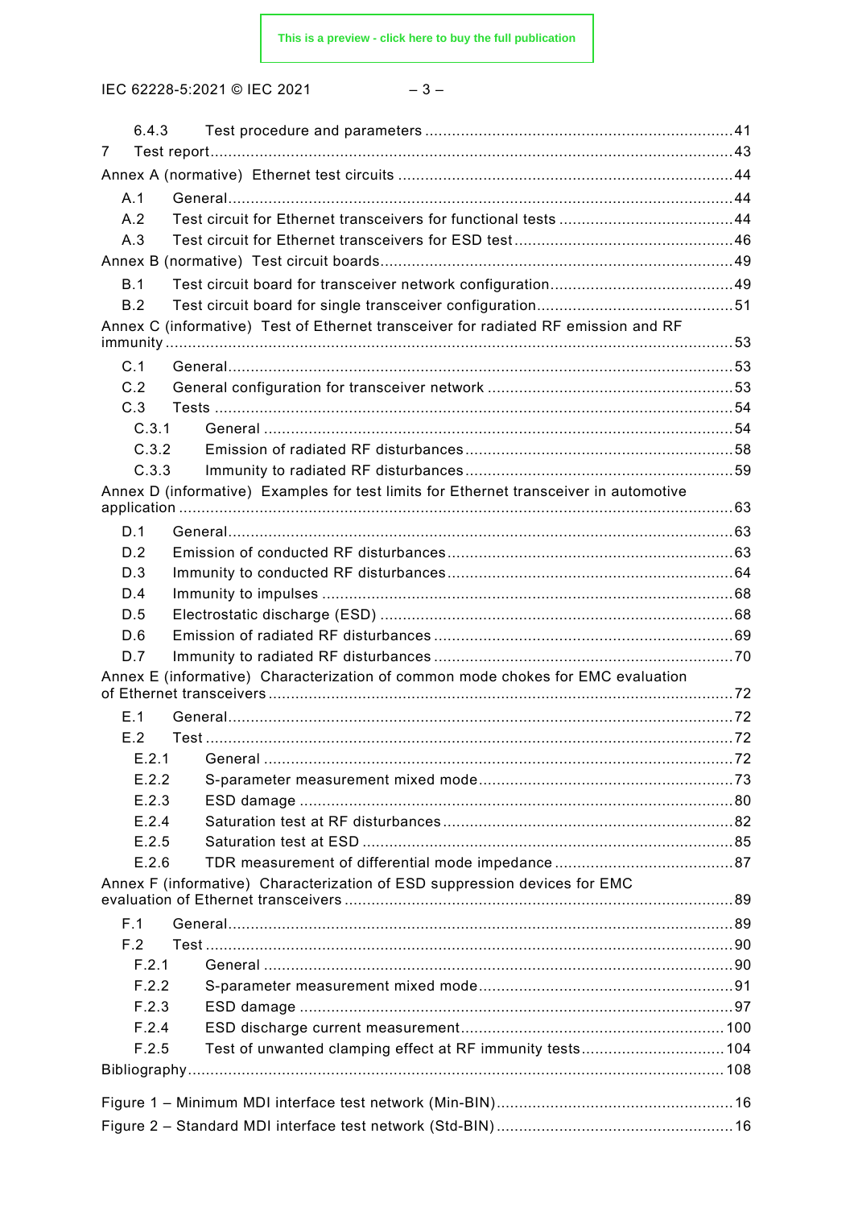6.4.3 Test procedure and parameters ..... 41
7 Test report ..... 43
Annex A (normative) Ethernet test circuits ..... 44
A.1 General ..... 44
A.2 Test circuit for Ethernet transceivers for functional tests ..... 44
A.3 Test circuit for Ethernet transceivers for ESD test ..... 46
Annex B (normative) Test circuit boards ..... 49
B.1 Test circuit board for transceiver network configuration ..... 49
B.2 Test circuit board for single transceiver configuration ..... 51
Annex C (informative) Test of Ethernet transceiver for radiated RF emission and RF immunity ..... 53
C.1 General ..... 53
C.2 General configuration for transceiver network ..... 53
C.3 Tests ..... 54
C.3.1 General ..... 54
C.3.2 Emission of radiated RF disturbances ..... 58
C.3.3 Immunity to radiated RF disturbances ..... 59
Annex D (informative) Examples for test limits for Ethernet transceiver in automotive application ..... 63
D.1 General ..... 63
D.2 Emission of conducted RF disturbances ..... 63
D.3 Immunity to conducted RF disturbances ..... 64
D.4 Immunity to impulses ..... 68
D.5 Electrostatic discharge (ESD) ..... 68
D.6 Emission of radiated RF disturbances ..... 69
D.7 Immunity to radiated RF disturbances ..... 70
Annex E (informative) Characterization of common mode chokes for EMC evaluation of Ethernet transceivers ..... 72
E.1 General ..... 72
E.2 Test ..... 72
E.2.1 General ..... 72
E.2.2 S-parameter measurement mixed mode ..... 73
E.2.3 ESD damage ..... 80
E.2.4 Saturation test at RF disturbances ..... 82
E.2.5 Saturation test at ESD ..... 85
E.2.6 TDR measurement of differential mode impedance ..... 87
Annex F (informative) Characterization of ESD suppression devices for EMC evaluation of Ethernet transceivers ..... 89
F.1 General ..... 89
F.2 Test ..... 90
F.2.1 General ..... 90
F.2.2 S-parameter measurement mixed mode ..... 91
F.2.3 ESD damage ..... 97
F.2.4 ESD discharge current measurement ..... 100
F.2.5 Test of unwanted clamping effect at RF immunity tests ..... 104
Bibliography ..... 108

Figure 1 – Minimum MDI interface test network (Min-BIN) ..... 16
Figure 2 – Standard MDI interface test network (Std-BIN) ..... 16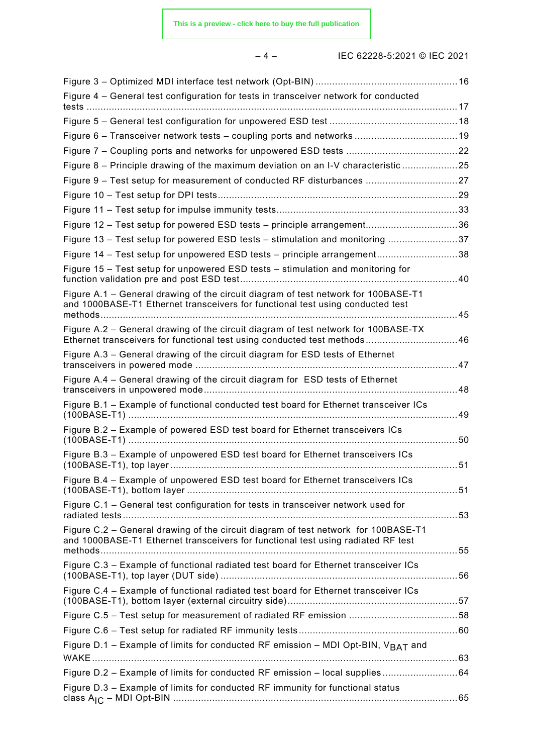Figure 3 – Optimized MDI interface test network (Opt-BIN) ....................................................16

Figure 4 – General test configuration for tests in transceiver network for conducted tests ....................................................17

Figure 5 – General test configuration for unpowered ESD test ....................................................18

Figure 6 – Transceiver network tests – coupling ports and networks ....................................................19

Figure 7 – Coupling ports and networks for unpowered ESD tests ....................................................22

Figure 8 – Principle drawing of the maximum deviation on an I-V characteristic ....................................................25

Figure 9 – Test setup for measurement of conducted RF disturbances ....................................................27

Figure 10 – Test setup for DPI tests ....................................................29

Figure 11 – Test setup for impulse immunity tests ....................................................33

Figure 12 – Test setup for powered ESD tests – principle arrangement ....................................................36

Figure 13 – Test setup for powered ESD tests – stimulation and monitoring ....................................................37

Figure 14 – Test setup for unpowered ESD tests – principle arrangement ....................................................38

Figure 15 – Test setup for unpowered ESD tests – stimulation and monitoring for function validation pre and post ESD test ....................................................40

Figure A.1 – General drawing of the circuit diagram of test network for 100BASE-T1 and 1000BASE-T1 Ethernet transceivers for functional test using conducted test methods ....................................................45

Figure A.2 – General drawing of the circuit diagram of test network for 100BASE-TX Ethernet transceivers for functional test using conducted test methods ....................................................46

Figure A.3 – General drawing of the circuit diagram for ESD tests of Ethernet transceivers in powered mode ....................................................47

Figure A.4 – General drawing of the circuit diagram for ESD tests of Ethernet transceivers in unpowered mode ....................................................48

Figure B.1 – Example of functional conducted test board for Ethernet transceiver ICs (100BASE-T1) ....................................................49

Figure B.2 – Example of powered ESD test board for Ethernet transceivers ICs (100BASE-T1) ....................................................50

Figure B.3 – Example of unpowered ESD test board for Ethernet transceivers ICs (100BASE-T1), top layer ....................................................51

Figure B.4 – Example of unpowered ESD test board for Ethernet transceivers ICs (100BASE-T1), bottom layer ....................................................51

Figure C.1 – General test configuration for tests in transceiver network used for radiated tests ....................................................53

Figure C.2 – General drawing of the circuit diagram of test network for 100BASE-T1 and 1000BASE-T1 Ethernet transceivers for functional test using radiated RF test methods ....................................................55

Figure C.3 – Example of functional radiated test board for Ethernet transceiver ICs (100BASE-T1), top layer (DUT side) ....................................................56

Figure C.4 – Example of functional radiated test board for Ethernet transceiver ICs (100BASE-T1), bottom layer (external circuitry side) ....................................................57

Figure C.5 – Test setup for measurement of radiated RF emission ....................................................58

Figure C.6 – Test setup for radiated RF immunity tests ....................................................60

Figure D.1 – Example of limits for conducted RF emission – MDI Opt-BIN, $V_{BAT}$ and WAKE ....................................................63

Figure D.2 – Example of limits for conducted RF emission – local supplies ....................................................64

Figure D.3 – Example of limits for conducted RF immunity for functional status class $A_{IC}$ – MDI Opt-BIN ....................................................65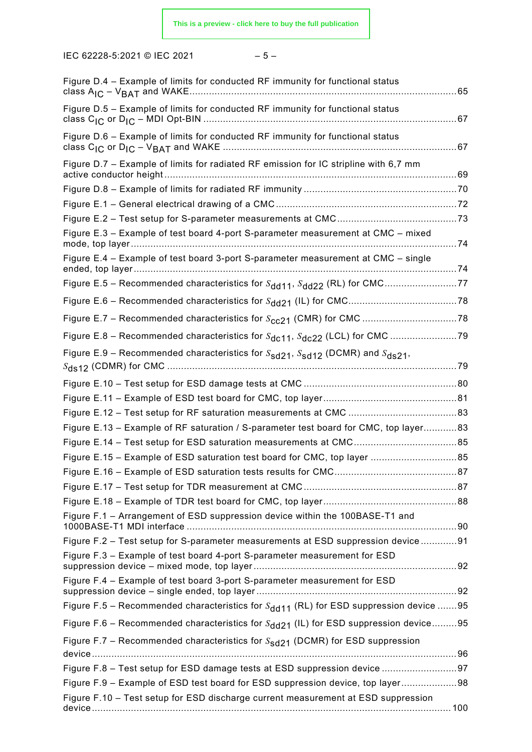Figure D.4 – Example of limits for conducted RF immunity for functional status class $A_{IC}$ – $V_{BAT}$ and WAKE ... 65

Figure D.5 – Example of limits for conducted RF immunity for functional status class $C_{IC}$ or $D_{IC}$ – MDI Opt-BIN ... 67

Figure D.6 – Example of limits for conducted RF immunity for functional status class $C_{IC}$ or $D_{IC}$ – $V_{BAT}$ and WAKE ... 67

Figure D.7 – Example of limits for radiated RF emission for IC stripline with 6,7 mm active conductor height ... 69

Figure D.8 – Example of limits for radiated RF immunity ... 70

Figure E.1 – General electrical drawing of a CMC ... 72

Figure E.2 – Test setup for S-parameter measurements at CMC ... 73

Figure E.3 – Example of test board 4-port S-parameter measurement at CMC – mixed mode, top layer ... 74

Figure E.4 – Example of test board 3-port S-parameter measurement at CMC – single ended, top layer ... 74

Figure E.5 – Recommended characteristics for $S_{dd11}$, $S_{dd22}$ (RL) for CMC ... 77

Figure E.6 – Recommended characteristics for $S_{dd21}$ (IL) for CMC ... 78

Figure E.7 – Recommended characteristics for $S_{cc21}$ (CMR) for CMC ... 78

Figure E.8 – Recommended characteristics for $S_{dc11}$, $S_{dc22}$ (LCL) for CMC ... 79

Figure E.9 – Recommended characteristics for $S_{sd21}$, $S_{sd12}$ (DCMR) and $S_{ds21}$, $S_{ds12}$ (CDMR) for CMC ... 79

Figure E.10 – Test setup for ESD damage tests at CMC ... 80

Figure E.11 – Example of ESD test board for CMC, top layer ... 81

Figure E.12 – Test setup for RF saturation measurements at CMC ... 83

Figure E.13 – Example of RF saturation / S-parameter test board for CMC, top layer ... 83

Figure E.14 – Test setup for ESD saturation measurements at CMC ... 85

Figure E.15 – Example of ESD saturation test board for CMC, top layer ... 85

Figure E.16 – Example of ESD saturation tests results for CMC ... 87

Figure E.17 – Test setup for TDR measurement at CMC ... 87

Figure E.18 – Example of TDR test board for CMC, top layer ... 88

Figure F.1 – Arrangement of ESD suppression device within the 100BASE-T1 and 1000BASE-T1 MDI interface ... 90

Figure F.2 – Test setup for S-parameter measurements at ESD suppression device ... 91

Figure F.3 – Example of test board 4-port S-parameter measurement for ESD suppression device – mixed mode, top layer ... 92

Figure F.4 – Example of test board 3-port S-parameter measurement for ESD suppression device – single ended, top layer ... 92

Figure F.5 – Recommended characteristics for $S_{dd11}$ (RL) for ESD suppression device ... 95

Figure F.6 – Recommended characteristics for $S_{dd21}$ (IL) for ESD suppression device ... 95

Figure F.7 – Recommended characteristics for $S_{sd21}$ (DCMR) for ESD suppression device ... 96

Figure F.8 – Test setup for ESD damage tests at ESD suppression device ... 97

Figure F.9 – Example of ESD test board for ESD suppression device, top layer ... 98

Figure F.10 – Test setup for ESD discharge current measurement at ESD suppression device ... 100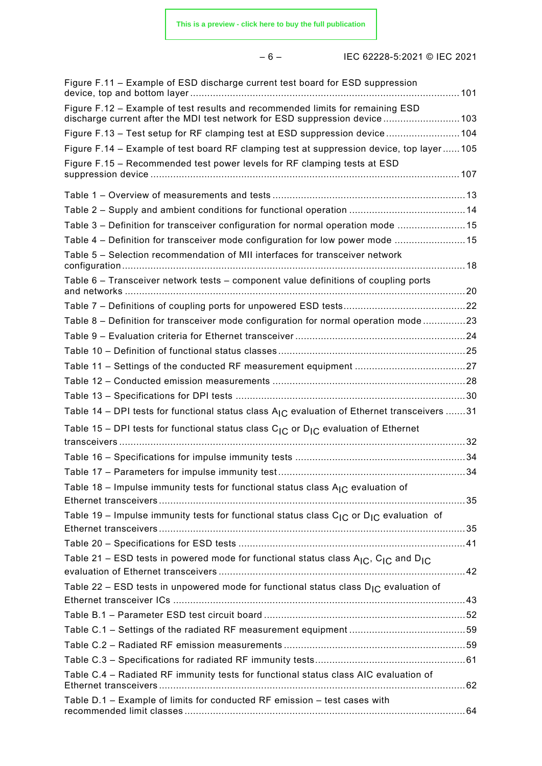Figure F.11 – Example of ESD discharge current test board for ESD suppression device, top and bottom layer ..... 101

Figure F.12 – Example of test results and recommended limits for remaining ESD discharge current after the MDI test network for ESD suppression device ..... 103

Figure F.13 – Test setup for RF clamping test at ESD suppression device ..... 104

Figure F.14 – Example of test board RF clamping test at suppression device, top layer ..... 105

Figure F.15 – Recommended test power levels for RF clamping tests at ESD suppression device ..... 107

Table 1 – Overview of measurements and tests ..... 13

Table 2 – Supply and ambient conditions for functional operation ..... 14

Table 3 – Definition for transceiver configuration for normal operation mode ..... 15

Table 4 – Definition for transceiver mode configuration for low power mode ..... 15

Table 5 – Selection recommendation of MII interfaces for transceiver network configuration ..... 18

Table 6 – Transceiver network tests – component value definitions of coupling ports and networks ..... 20

Table 7 – Definitions of coupling ports for unpowered ESD tests ..... 22

Table 8 – Definition for transceiver mode configuration for normal operation mode ..... 23

Table 9 – Evaluation criteria for Ethernet transceiver ..... 24

Table 10 – Definition of functional status classes ..... 25

Table 11 – Settings of the conducted RF measurement equipment ..... 27

Table 12 – Conducted emission measurements ..... 28

Table 13 – Specifications for DPI tests ..... 30

Table 14 – DPI tests for functional status class $A_{IC}$ evaluation of Ethernet transceivers ..... 31

Table 15 – DPI tests for functional status class $C_{IC}$ or $D_{IC}$ evaluation of Ethernet transceivers ..... 32

Table 16 – Specifications for impulse immunity tests ..... 34

Table 17 – Parameters for impulse immunity test ..... 34

Table 18 – Impulse immunity tests for functional status class $A_{IC}$ evaluation of Ethernet transceivers ..... 35

Table 19 – Impulse immunity tests for functional status class $C_{IC}$ or $D_{IC}$ evaluation of Ethernet transceivers ..... 35

Table 20 – Specifications for ESD tests ..... 41

Table 21 – ESD tests in powered mode for functional status class $A_{IC}$, $C_{IC}$ and $D_{IC}$ evaluation of Ethernet transceivers ..... 42

Table 22 – ESD tests in unpowered mode for functional status class $D_{IC}$ evaluation of Ethernet transceiver ICs ..... 43

Table B.1 – Parameter ESD test circuit board ..... 52

Table C.1 – Settings of the radiated RF measurement equipment ..... 59

Table C.2 – Radiated RF emission measurements ..... 59

Table C.3 – Specifications for radiated RF immunity tests ..... 61

Table C.4 – Radiated RF immunity tests for functional status class AIC evaluation of Ethernet transceivers ..... 62

Table D.1 – Example of limits for conducted RF emission – test cases with recommended limit classes ..... 64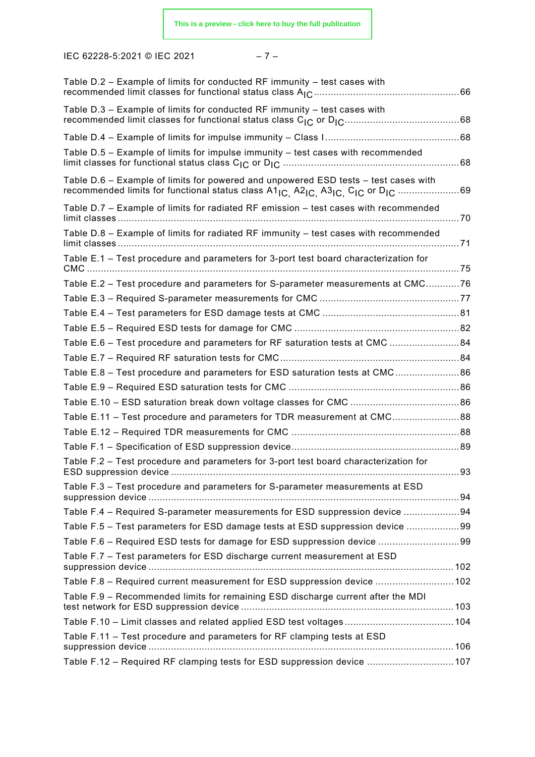Table D.2 – Example of limits for conducted RF immunity – test cases with recommended limit classes for functional status class $A_{IC}$ .......... 66

Table D.3 – Example of limits for conducted RF immunity – test cases with recommended limit classes for functional status class $C_{IC}$ or $D_{IC}$ .......... 68

Table D.4 – Example of limits for impulse immunity – Class I .......... 68

Table D.5 – Example of limits for impulse immunity – test cases with recommended limit classes for functional status class $C_{IC}$ or $D_{IC}$ .......... 68

Table D.6 – Example of limits for powered and unpowered ESD tests – test cases with recommended limits for functional status class $A1_{IC}$, $A2_{IC}$, $A3_{IC}$, $C_{IC}$ or $D_{IC}$ .......... 69

Table D.7 – Example of limits for radiated RF emission – test cases with recommended limit classes .......... 70

Table D.8 – Example of limits for radiated RF immunity – test cases with recommended limit classes .......... 71

Table E.1 – Test procedure and parameters for 3-port test board characterization for CMC .......... 75

Table E.2 – Test procedure and parameters for S-parameter measurements at CMC .......... 76

Table E.3 – Required S-parameter measurements for CMC .......... 77

Table E.4 – Test parameters for ESD damage tests at CMC .......... 81

Table E.5 – Required ESD tests for damage for CMC .......... 82

Table E.6 – Test procedure and parameters for RF saturation tests at CMC .......... 84

Table E.7 – Required RF saturation tests for CMC .......... 84

Table E.8 – Test procedure and parameters for ESD saturation tests at CMC .......... 86

Table E.9 – Required ESD saturation tests for CMC .......... 86

Table E.10 – ESD saturation break down voltage classes for CMC .......... 86

Table E.11 – Test procedure and parameters for TDR measurement at CMC .......... 88

Table E.12 – Required TDR measurements for CMC .......... 88

Table F.1 – Specification of ESD suppression device .......... 89

Table F.2 – Test procedure and parameters for 3-port test board characterization for ESD suppression device .......... 93

Table F.3 – Test procedure and parameters for S-parameter measurements at ESD suppression device .......... 94

Table F.4 – Required S-parameter measurements for ESD suppression device .......... 94

Table F.5 – Test parameters for ESD damage tests at ESD suppression device .......... 99

Table F.6 – Required ESD tests for damage for ESD suppression device .......... 99

Table F.7 – Test parameters for ESD discharge current measurement at ESD suppression device .......... 102

Table F.8 – Required current measurement for ESD suppression device .......... 102

Table F.9 – Recommended limits for remaining ESD discharge current after the MDI test network for ESD suppression device .......... 103

Table F.10 – Limit classes and related applied ESD test voltages .......... 104

Table F.11 – Test procedure and parameters for RF clamping tests at ESD suppression device .......... 106

Table F.12 – Required RF clamping tests for ESD suppression device .......... 107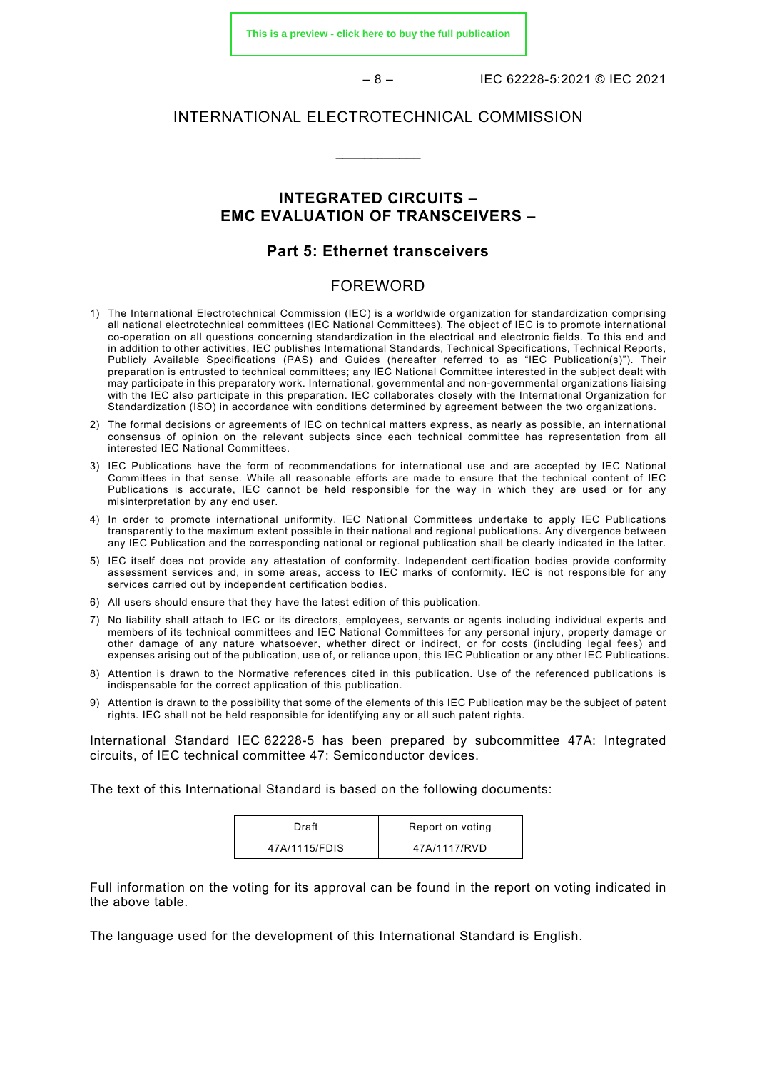INTERNATIONAL ELECTROTECHNICAL COMMISSION

____________

# INTEGRATED CIRCUITS – EMC EVALUATION OF TRANSCEIVERS –

## Part 5: Ethernet transceivers

## FOREWORD

1) The International Electrotechnical Commission (IEC) is a worldwide organization for standardization comprising all national electrotechnical committees (IEC National Committees). The object of IEC is to promote international co-operation on all questions concerning standardization in the electrical and electronic fields. To this end and in addition to other activities, IEC publishes International Standards, Technical Specifications, Technical Reports, Publicly Available Specifications (PAS) and Guides (hereafter referred to as "IEC Publication(s)"). Their preparation is entrusted to technical committees; any IEC National Committee interested in the subject dealt with may participate in this preparatory work. International, governmental and non-governmental organizations liaising with the IEC also participate in this preparation. IEC collaborates closely with the International Organization for Standardization (ISO) in accordance with conditions determined by agreement between the two organizations.
2) The formal decisions or agreements of IEC on technical matters express, as nearly as possible, an international consensus of opinion on the relevant subjects since each technical committee has representation from all interested IEC National Committees.
3) IEC Publications have the form of recommendations for international use and are accepted by IEC National Committees in that sense. While all reasonable efforts are made to ensure that the technical content of IEC Publications is accurate, IEC cannot be held responsible for the way in which they are used or for any misinterpretation by any end user.
4) In order to promote international uniformity, IEC National Committees undertake to apply IEC Publications transparently to the maximum extent possible in their national and regional publications. Any divergence between any IEC Publication and the corresponding national or regional publication shall be clearly indicated in the latter.
5) IEC itself does not provide any attestation of conformity. Independent certification bodies provide conformity assessment services and, in some areas, access to IEC marks of conformity. IEC is not responsible for any services carried out by independent certification bodies.
6) All users should ensure that they have the latest edition of this publication.
7) No liability shall attach to IEC or its directors, employees, servants or agents including individual experts and members of its technical committees and IEC National Committees for any personal injury, property damage or other damage of any nature whatsoever, whether direct or indirect, or for costs (including legal fees) and expenses arising out of the publication, use of, or reliance upon, this IEC Publication or any other IEC Publications.
8) Attention is drawn to the Normative references cited in this publication. Use of the referenced publications is indispensable for the correct application of this publication.
9) Attention is drawn to the possibility that some of the elements of this IEC Publication may be the subject of patent rights. IEC shall not be held responsible for identifying any or all such patent rights.

International Standard IEC 62228-5 has been prepared by subcommittee 47A: Integrated circuits, of IEC technical committee 47: Semiconductor devices.

The text of this International Standard is based on the following documents:

| Draft | Report on voting |
|---|---|
| 47A/1115/FDIS | 47A/1117/RVD |

Full information on the voting for its approval can be found in the report on voting indicated in the above table.

The language used for the development of this International Standard is English.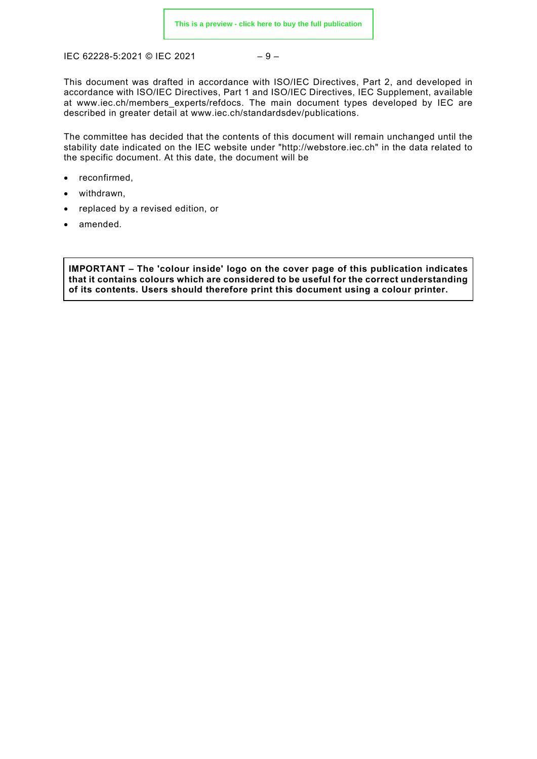This document was drafted in accordance with ISO/IEC Directives, Part 2, and developed in accordance with ISO/IEC Directives, Part 1 and ISO/IEC Directives, IEC Supplement, available at www.iec.ch/members_experts/refdocs. The main document types developed by IEC are described in greater detail at www.iec.ch/standardsdev/publications.

The committee has decided that the contents of this document will remain unchanged until the stability date indicated on the IEC website under "http://webstore.iec.ch" in the data related to the specific document. At this date, the document will be

- reconfirmed,
- withdrawn,
- replaced by a revised edition, or
- amended.

**IMPORTANT – The 'colour inside' logo on the cover page of this publication indicates that it contains colours which are considered to be useful for the correct understanding of its contents. Users should therefore print this document using a colour printer.**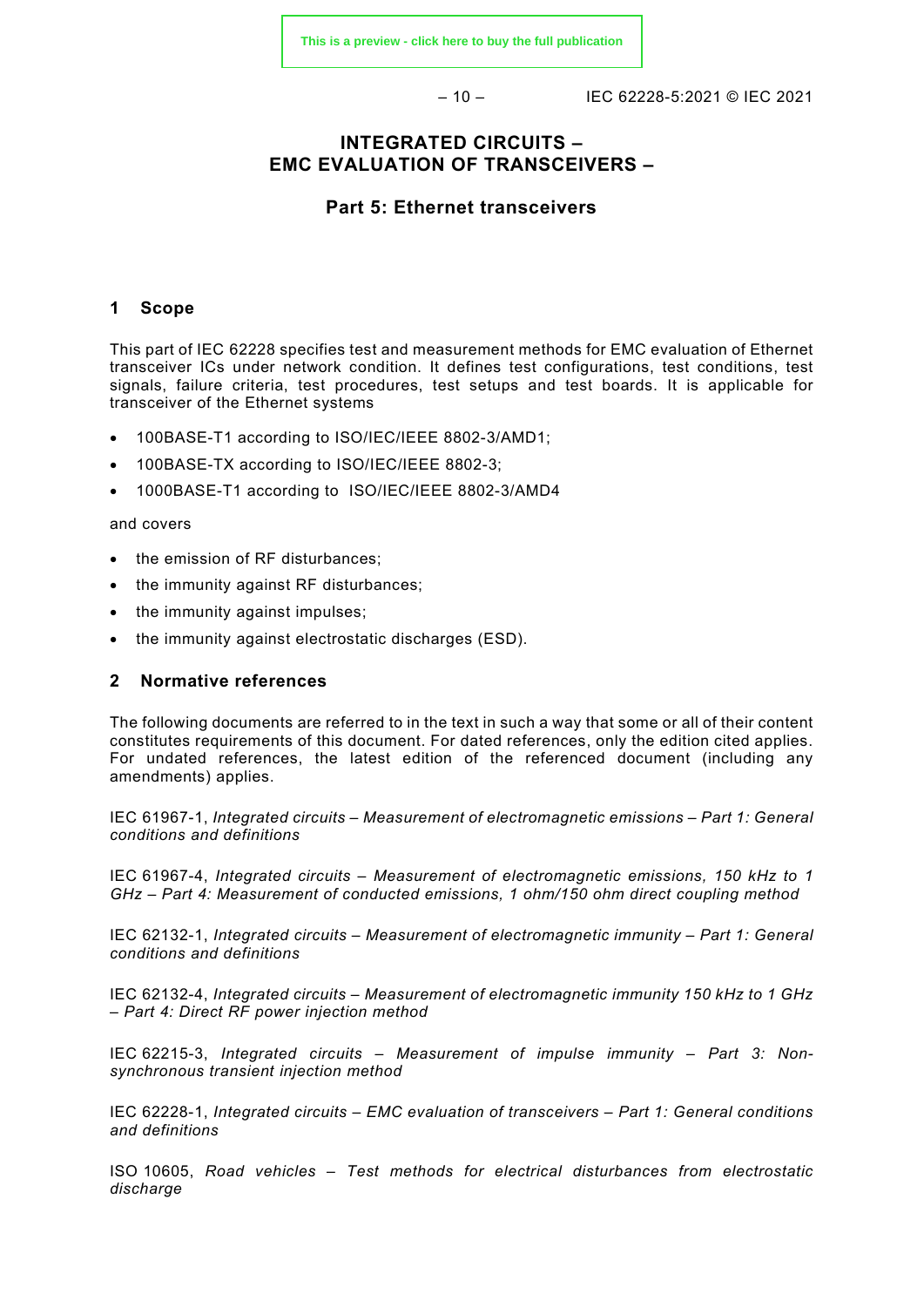# INTEGRATED CIRCUITS – EMC EVALUATION OF TRANSCEIVERS –

## Part 5: Ethernet transceivers

## 1 Scope

This part of IEC 62228 specifies test and measurement methods for EMC evaluation of Ethernet transceiver ICs under network condition. It defines test configurations, test conditions, test signals, failure criteria, test procedures, test setups and test boards. It is applicable for transceiver of the Ethernet systems

- 100BASE-T1 according to ISO/IEC/IEEE 8802-3/AMD1;
- 100BASE-TX according to ISO/IEC/IEEE 8802-3;
- 1000BASE-T1 according to ISO/IEC/IEEE 8802-3/AMD4

and covers

- the emission of RF disturbances;
- the immunity against RF disturbances;
- the immunity against impulses;
- the immunity against electrostatic discharges (ESD).

## 2 Normative references

The following documents are referred to in the text in such a way that some or all of their content constitutes requirements of this document. For dated references, only the edition cited applies. For undated references, the latest edition of the referenced document (including any amendments) applies.

IEC 61967-1, *Integrated circuits – Measurement of electromagnetic emissions – Part 1: General conditions and definitions*

IEC 61967-4, *Integrated circuits – Measurement of electromagnetic emissions, 150 kHz to 1 GHz – Part 4: Measurement of conducted emissions, 1 ohm/150 ohm direct coupling method*

IEC 62132-1, *Integrated circuits – Measurement of electromagnetic immunity – Part 1: General conditions and definitions*

IEC 62132-4, *Integrated circuits – Measurement of electromagnetic immunity 150 kHz to 1 GHz – Part 4: Direct RF power injection method*

IEC 62215-3, *Integrated circuits – Measurement of impulse immunity – Part 3: Non-synchronous transient injection method*

IEC 62228-1, *Integrated circuits – EMC evaluation of transceivers – Part 1: General conditions and definitions*

ISO 10605, *Road vehicles – Test methods for electrical disturbances from electrostatic discharge*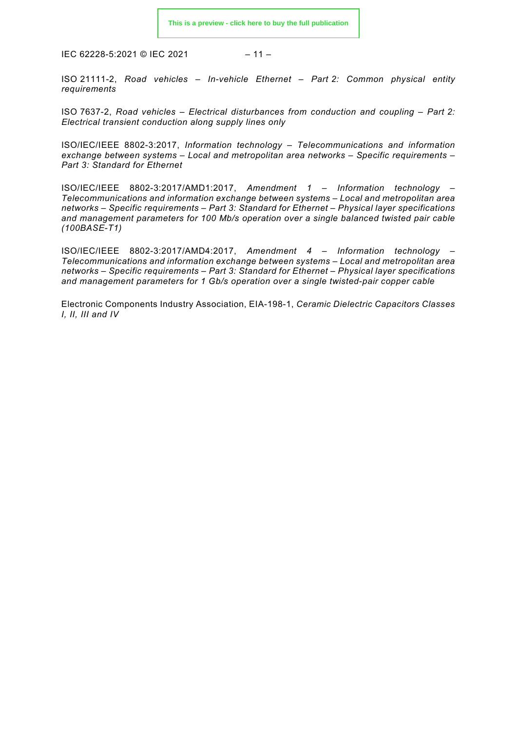ISO 21111-2, *Road vehicles – In-vehicle Ethernet – Part 2: Common physical entity requirements*

ISO 7637-2, *Road vehicles – Electrical disturbances from conduction and coupling – Part 2: Electrical transient conduction along supply lines only*

ISO/IEC/IEEE 8802-3:2017, *Information technology – Telecommunications and information exchange between systems – Local and metropolitan area networks – Specific requirements – Part 3: Standard for Ethernet*

ISO/IEC/IEEE 8802-3:2017/AMD1:2017, *Amendment 1 – Information technology – Telecommunications and information exchange between systems – Local and metropolitan area networks – Specific requirements – Part 3: Standard for Ethernet – Physical layer specifications and management parameters for 100 Mb/s operation over a single balanced twisted pair cable (100BASE-T1)*

ISO/IEC/IEEE 8802-3:2017/AMD4:2017, *Amendment 4 – Information technology – Telecommunications and information exchange between systems – Local and metropolitan area networks – Specific requirements – Part 3: Standard for Ethernet – Physical layer specifications and management parameters for 1 Gb/s operation over a single twisted-pair copper cable*

Electronic Components Industry Association, EIA-198-1, *Ceramic Dielectric Capacitors Classes I, II, III and IV*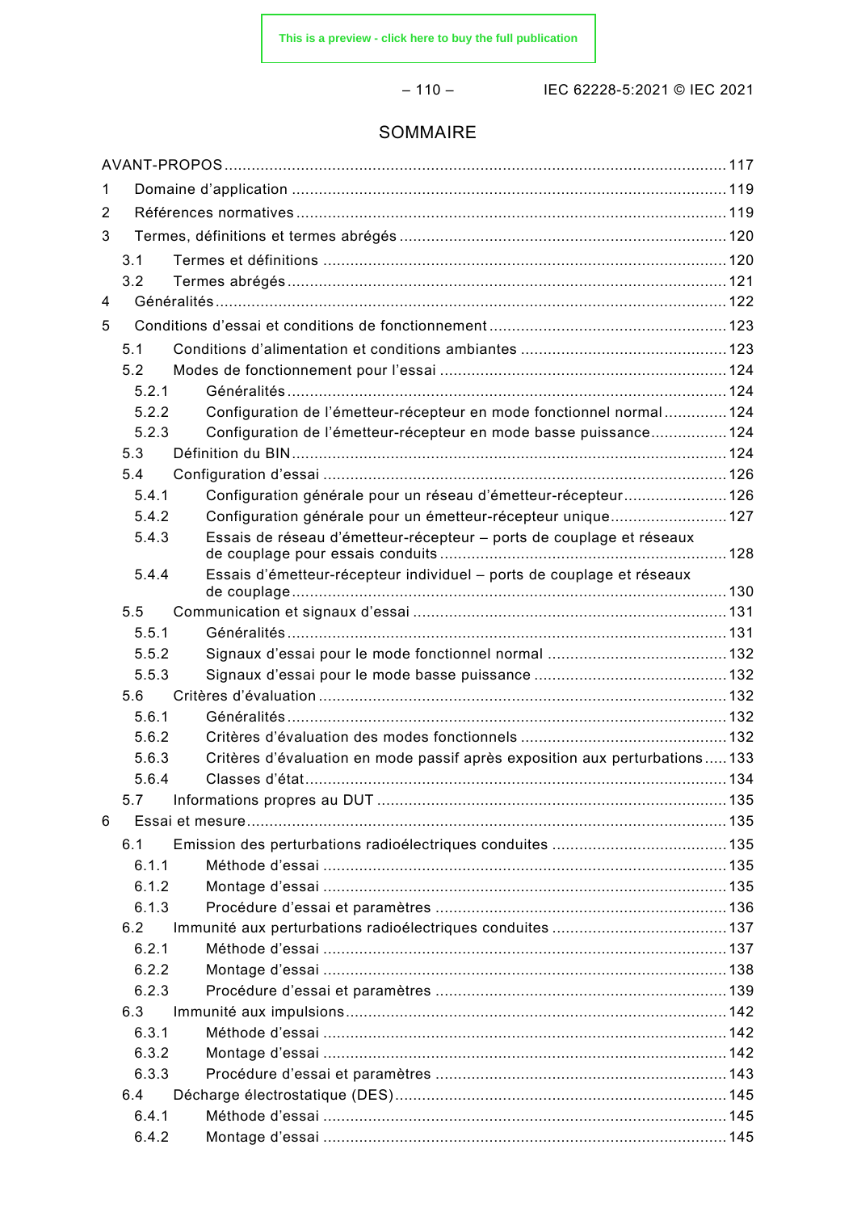# SOMMAIRE

AVANT-PROPOS ... 117

1 Domaine d'application ... 119

2 Références normatives ... 119

3 Termes, définitions et termes abrégés ... 120

- 3.1 Termes et définitions ... 120
- 3.2 Termes abrégés ... 121

4 Généralités ... 122

5 Conditions d'essai et conditions de fonctionnement ... 123

- 5.1 Conditions d'alimentation et conditions ambiantes ... 123
- 5.2 Modes de fonctionnement pour l'essai ... 124
  - 5.2.1 Généralités ... 124
  - 5.2.2 Configuration de l'émetteur-récepteur en mode fonctionnel normal ... 124
  - 5.2.3 Configuration de l'émetteur-récepteur en mode basse puissance ... 124
- 5.3 Définition du BIN ... 124
- 5.4 Configuration d'essai ... 126
  - 5.4.1 Configuration générale pour un réseau d'émetteur-récepteur ... 126
  - 5.4.2 Configuration générale pour un émetteur-récepteur unique ... 127
  - 5.4.3 Essais de réseau d'émetteur-récepteur – ports de couplage et réseaux de couplage pour essais conduits ... 128
  - 5.4.4 Essais d'émetteur-récepteur individuel – ports de couplage et réseaux de couplage ... 130
- 5.5 Communication et signaux d'essai ... 131
  - 5.5.1 Généralités ... 131
  - 5.5.2 Signaux d'essai pour le mode fonctionnel normal ... 132
  - 5.5.3 Signaux d'essai pour le mode basse puissance ... 132
- 5.6 Critères d'évaluation ... 132
  - 5.6.1 Généralités ... 132
  - 5.6.2 Critères d'évaluation des modes fonctionnels ... 132
  - 5.6.3 Critères d'évaluation en mode passif après exposition aux perturbations ... 133
  - 5.6.4 Classes d'état ... 134
- 5.7 Informations propres au DUT ... 135

6 Essai et mesure ... 135

- 6.1 Emission des perturbations radioélectriques conduites ... 135
  - 6.1.1 Méthode d'essai ... 135
  - 6.1.2 Montage d'essai ... 135
  - 6.1.3 Procédure d'essai et paramètres ... 136
- 6.2 Immunité aux perturbations radioélectriques conduites ... 137
  - 6.2.1 Méthode d'essai ... 137
  - 6.2.2 Montage d'essai ... 138
  - 6.2.3 Procédure d'essai et paramètres ... 139
- 6.3 Immunité aux impulsions ... 142
  - 6.3.1 Méthode d'essai ... 142
  - 6.3.2 Montage d'essai ... 142
  - 6.3.3 Procédure d'essai et paramètres ... 143
- 6.4 Décharge électrostatique (DES) ... 145
  - 6.4.1 Méthode d'essai ... 145
  - 6.4.2 Montage d'essai ... 145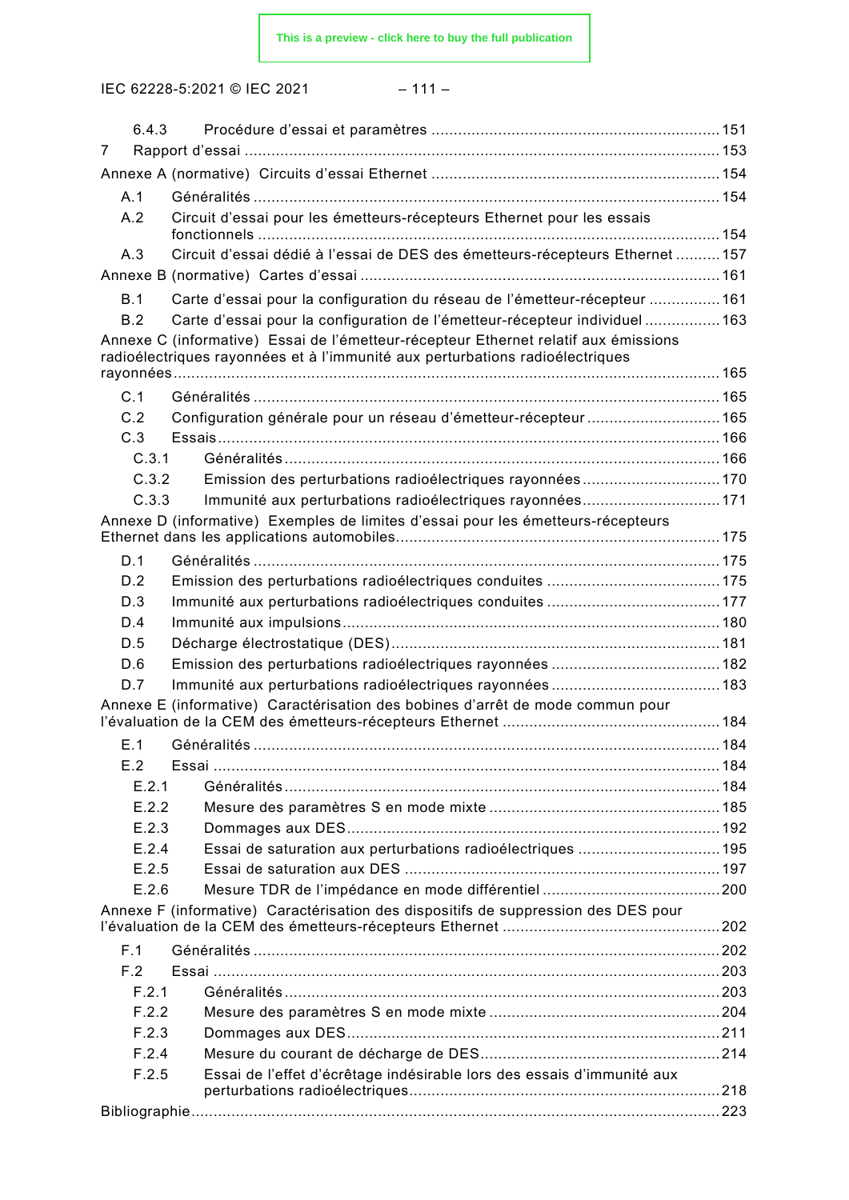6.4.3 Procédure d'essai et paramètres ................................................................ 151

7 Rapport d'essai ........................................................................................................ 153

Annexe A (normative) Circuits d'essai Ethernet ................................................................ 154

A.1 Généralités ....................................................................................................... 154

A.2 Circuit d'essai pour les émetteurs-récepteurs Ethernet pour les essais fonctionnels ....................................................................................................... 154

A.3 Circuit d'essai dédié à l'essai de DES des émetteurs-récepteurs Ethernet .......... 157

Annexe B (normative) Cartes d'essai ................................................................................ 161

B.1 Carte d'essai pour la configuration du réseau de l'émetteur-récepteur ................ 161

B.2 Carte d'essai pour la configuration de l'émetteur-récepteur individuel ................. 163

Annexe C (informative) Essai de l'émetteur-récepteur Ethernet relatif aux émissions radioélectriques rayonnées et à l'immunité aux perturbations radioélectriques rayonnées ......................................................................................................................... 165

C.1 Généralités ....................................................................................................... 165

C.2 Configuration générale pour un réseau d'émetteur-récepteur .............................. 165

C.3 Essais ............................................................................................................... 166

C.3.1 Généralités ................................................................................................ 166

C.3.2 Emission des perturbations radioélectriques rayonnées .............................. 170

C.3.3 Immunité aux perturbations radioélectriques rayonnées .............................. 171

Annexe D (informative) Exemples de limites d'essai pour les émetteurs-récepteurs Ethernet dans les applications automobiles ........................................................................ 175

D.1 Généralités ....................................................................................................... 175

D.2 Emission des perturbations radioélectriques conduites ....................................... 175

D.3 Immunité aux perturbations radioélectriques conduites ....................................... 177

D.4 Immunité aux impulsions .................................................................................... 180

D.5 Décharge électrostatique (DES) .......................................................................... 181

D.6 Emission des perturbations radioélectriques rayonnées ...................................... 182

D.7 Immunité aux perturbations radioélectriques rayonnées ..................................... 183

Annexe E (informative) Caractérisation des bobines d'arrêt de mode commun pour l'évaluation de la CEM des émetteurs-récepteurs Ethernet ................................................ 184

E.1 Généralités ....................................................................................................... 184

E.2 Essai ................................................................................................................. 184

E.2.1 Généralités ................................................................................................ 184

E.2.2 Mesure des paramètres S en mode mixte ................................................... 185

E.2.3 Dommages aux DES ................................................................................... 192

E.2.4 Essai de saturation aux perturbations radioélectriques ............................... 195

E.2.5 Essai de saturation aux DES ...................................................................... 197

E.2.6 Mesure TDR de l'impédance en mode différentiel ........................................ 200

Annexe F (informative) Caractérisation des dispositifs de suppression des DES pour l'évaluation de la CEM des émetteurs-récepteurs Ethernet ................................................ 202

F.1 Généralités ....................................................................................................... 202

F.2 Essai ................................................................................................................. 203

F.2.1 Généralités ................................................................................................ 203

F.2.2 Mesure des paramètres S en mode mixte ................................................... 204

F.2.3 Dommages aux DES ................................................................................... 211

F.2.4 Mesure du courant de décharge de DES ..................................................... 214

F.2.5 Essai de l'effet d'écrêtage indésirable lors des essais d'immunité aux perturbations radioélectriques ..................................................................... 218

Bibliographie ..................................................................................................................... 223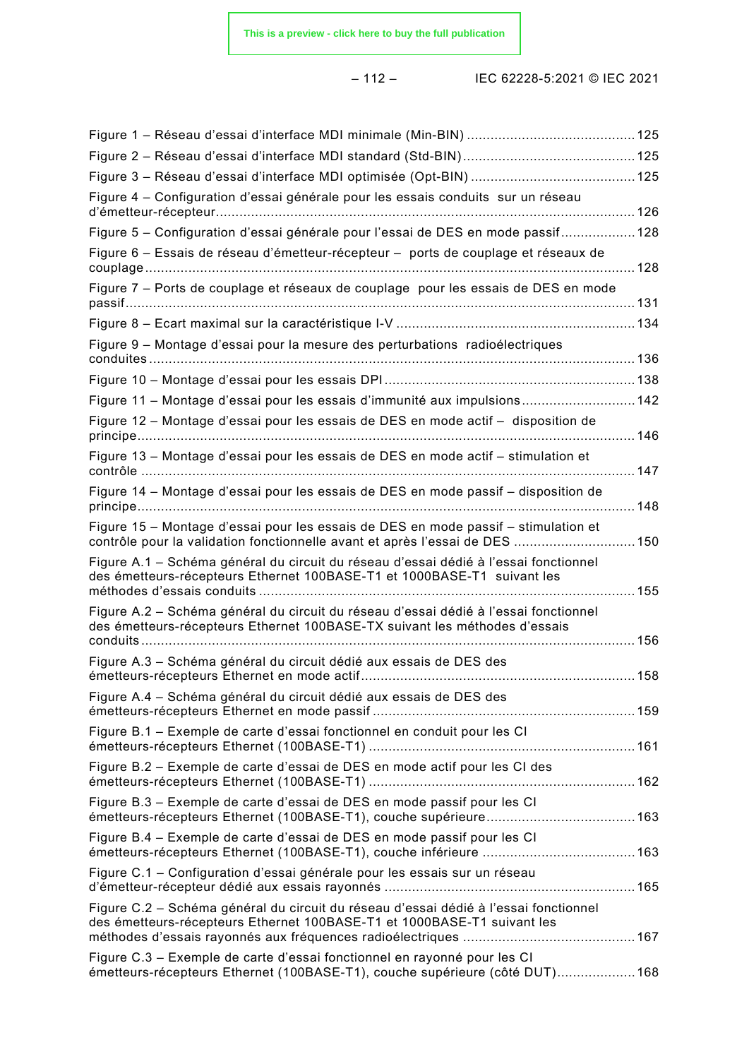Figure 1 – Réseau d'essai d'interface MDI minimale (Min-BIN) ........................................... 125

Figure 2 – Réseau d'essai d'interface MDI standard (Std-BIN)........................................... 125

Figure 3 – Réseau d'essai d'interface MDI optimisée (Opt-BIN) .......................................... 125

Figure 4 – Configuration d'essai générale pour les essais conduits sur un réseau d'émetteur-récepteur............................................................................................................. 126

Figure 5 – Configuration d'essai générale pour l'essai de DES en mode passif................... 128

Figure 6 – Essais de réseau d'émetteur-récepteur – ports de couplage et réseaux de couplage ............................................................................................................................ 128

Figure 7 – Ports de couplage et réseaux de couplage pour les essais de DES en mode passif.................................................................................................................................. 131

Figure 8 – Ecart maximal sur la caractéristique I-V ............................................................. 134

Figure 9 – Montage d'essai pour la mesure des perturbations radioélectriques conduites ............................................................................................................................ 136

Figure 10 – Montage d'essai pour les essais DPI ................................................................. 138

Figure 11 – Montage d'essai pour les essais d'immunité aux impulsions............................. 142

Figure 12 – Montage d'essai pour les essais de DES en mode actif – disposition de principe............................................................................................................................... 146

Figure 13 – Montage d'essai pour les essais de DES en mode actif – stimulation et contrôle ............................................................................................................................. 147

Figure 14 – Montage d'essai pour les essais de DES en mode passif – disposition de principe............................................................................................................................... 148

Figure 15 – Montage d'essai pour les essais de DES en mode passif – stimulation et contrôle pour la validation fonctionnelle avant et après l'essai de DES ............................... 150

Figure A.1 – Schéma général du circuit du réseau d'essai dédié à l'essai fonctionnel des émetteurs-récepteurs Ethernet 100BASE-T1 et 1000BASE-T1 suivant les méthodes d'essais conduits ................................................................................................ 155

Figure A.2 – Schéma général du circuit du réseau d'essai dédié à l'essai fonctionnel des émetteurs-récepteurs Ethernet 100BASE-TX suivant les méthodes d'essais conduits ............................................................................................................................. 156

Figure A.3 – Schéma général du circuit dédié aux essais de DES des émetteurs-récepteurs Ethernet en mode actif...................................................................... 158

Figure A.4 – Schéma général du circuit dédié aux essais de DES des émetteurs-récepteurs Ethernet en mode passif .................................................................... 159

Figure B.1 – Exemple de carte d'essai fonctionnel en conduit pour les CI émetteurs-récepteurs Ethernet (100BASE-T1) ..................................................................... 161

Figure B.2 – Exemple de carte d'essai de DES en mode actif pour les CI des émetteurs-récepteurs Ethernet (100BASE-T1) ..................................................................... 162

Figure B.3 – Exemple de carte d'essai de DES en mode passif pour les CI émetteurs-récepteurs Ethernet (100BASE-T1), couche supérieure...................................... 163

Figure B.4 – Exemple de carte d'essai de DES en mode passif pour les CI émetteurs-récepteurs Ethernet (100BASE-T1), couche inférieure ....................................... 163

Figure C.1 – Configuration d'essai générale pour les essais sur un réseau d'émetteur-récepteur dédié aux essais rayonnés ............................................................... 165

Figure C.2 – Schéma général du circuit du réseau d'essai dédié à l'essai fonctionnel des émetteurs-récepteurs Ethernet 100BASE-T1 et 1000BASE-T1 suivant les méthodes d'essais rayonnés aux fréquences radioélectriques ........................................... 167

Figure C.3 – Exemple de carte d'essai fonctionnel en rayonné pour les CI émetteurs-récepteurs Ethernet (100BASE-T1), couche supérieure (côté DUT).................... 168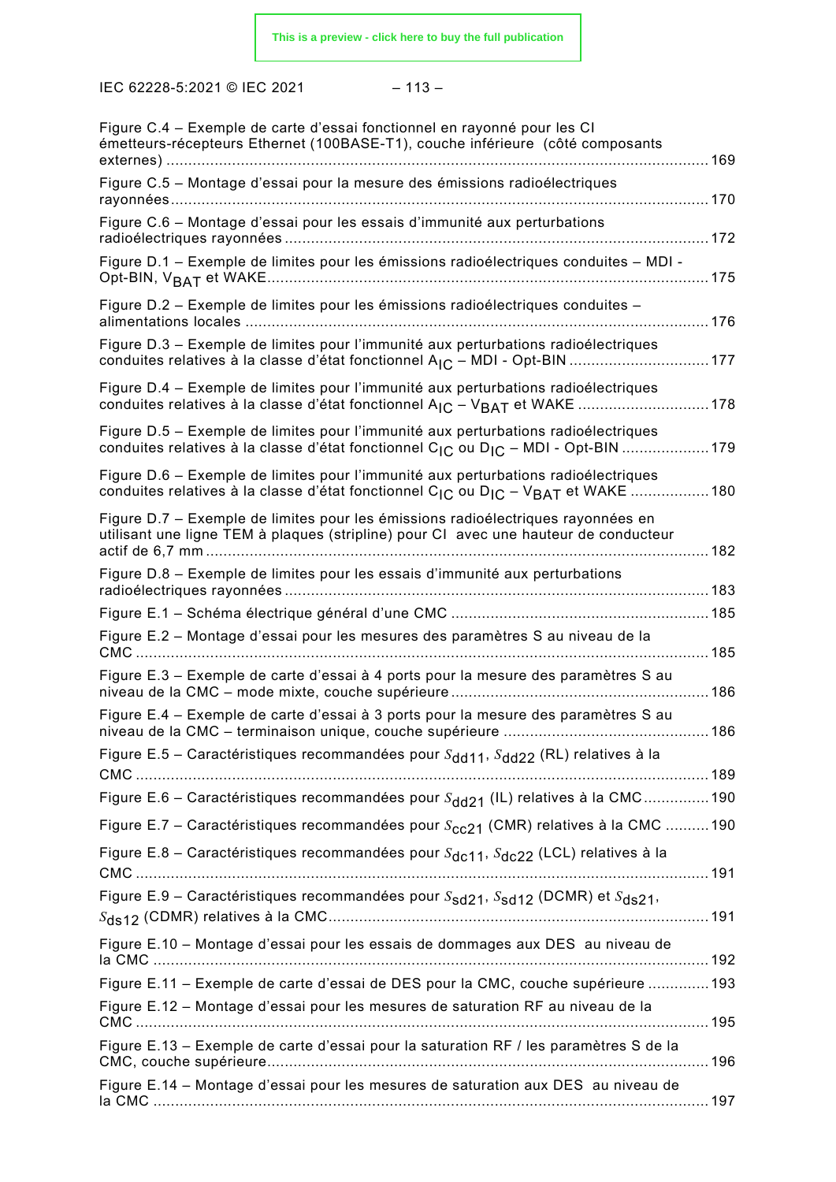Figure C.4 – Exemple de carte d'essai fonctionnel en rayonné pour les CI émetteurs-récepteurs Ethernet (100BASE-T1), couche inférieure (côté composants externes) ........ 169

Figure C.5 – Montage d'essai pour la mesure des émissions radioélectriques rayonnées ........ 170

Figure C.6 – Montage d'essai pour les essais d'immunité aux perturbations radioélectriques rayonnées ........ 172

Figure D.1 – Exemple de limites pour les émissions radioélectriques conduites – MDI - Opt-BIN, $V_{BAT}$ et WAKE ........ 175

Figure D.2 – Exemple de limites pour les émissions radioélectriques conduites – alimentations locales ........ 176

Figure D.3 – Exemple de limites pour l'immunité aux perturbations radioélectriques conduites relatives à la classe d'état fonctionnel $A_{IC}$ – MDI - Opt-BIN ........ 177

Figure D.4 – Exemple de limites pour l'immunité aux perturbations radioélectriques conduites relatives à la classe d'état fonctionnel $A_{IC}$ – $V_{BAT}$ et WAKE ........ 178

Figure D.5 – Exemple de limites pour l'immunité aux perturbations radioélectriques conduites relatives à la classe d'état fonctionnel $C_{IC}$ ou $D_{IC}$ – MDI - Opt-BIN ........ 179

Figure D.6 – Exemple de limites pour l'immunité aux perturbations radioélectriques conduites relatives à la classe d'état fonctionnel $C_{IC}$ ou $D_{IC}$ – $V_{BAT}$ et WAKE ........ 180

Figure D.7 – Exemple de limites pour les émissions radioélectriques rayonnées en utilisant une ligne TEM à plaques (stripline) pour CI avec une hauteur de conducteur actif de 6,7 mm ........ 182

Figure D.8 – Exemple de limites pour les essais d'immunité aux perturbations radioélectriques rayonnées ........ 183

Figure E.1 – Schéma électrique général d'une CMC ........ 185

Figure E.2 – Montage d'essai pour les mesures des paramètres S au niveau de la CMC ........ 185

Figure E.3 – Exemple de carte d'essai à 4 ports pour la mesure des paramètres S au niveau de la CMC – mode mixte, couche supérieure ........ 186

Figure E.4 – Exemple de carte d'essai à 3 ports pour la mesure des paramètres S au niveau de la CMC – terminaison unique, couche supérieure ........ 186

Figure E.5 – Caractéristiques recommandées pour $S_{dd11}$, $S_{dd22}$ (RL) relatives à la CMC ........ 189

Figure E.6 – Caractéristiques recommandées pour $S_{dd21}$ (IL) relatives à la CMC ........ 190

Figure E.7 – Caractéristiques recommandées pour $S_{cc21}$ (CMR) relatives à la CMC ........ 190

Figure E.8 – Caractéristiques recommandées pour $S_{dc11}$, $S_{dc22}$ (LCL) relatives à la CMC ........ 191

Figure E.9 – Caractéristiques recommandées pour $S_{sd21}$, $S_{sd12}$ (DCMR) et $S_{ds21}$, $S_{ds12}$ (CDMR) relatives à la CMC ........ 191

Figure E.10 – Montage d'essai pour les essais de dommages aux DES au niveau de la CMC ........ 192

Figure E.11 – Exemple de carte d'essai de DES pour la CMC, couche supérieure ........ 193

Figure E.12 – Montage d'essai pour les mesures de saturation RF au niveau de la CMC ........ 195

Figure E.13 – Exemple de carte d'essai pour la saturation RF / les paramètres S de la CMC, couche supérieure ........ 196

Figure E.14 – Montage d'essai pour les mesures de saturation aux DES au niveau de la CMC ........ 197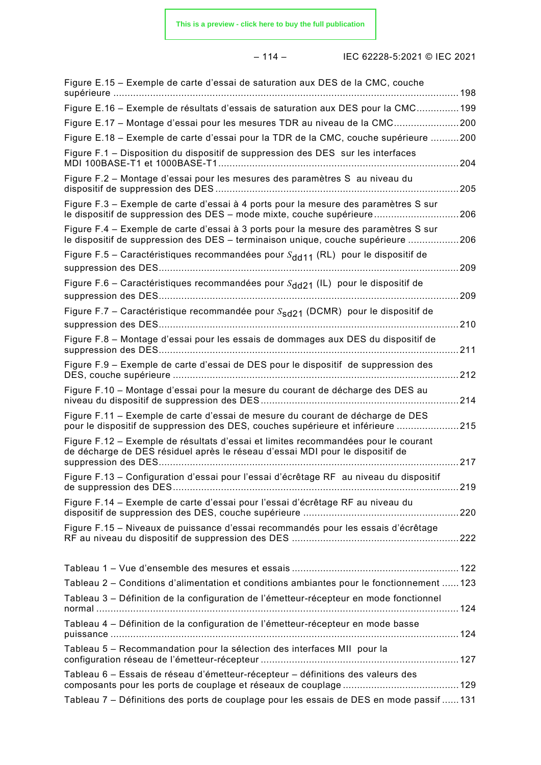Figure E.15 – Exemple de carte d'essai de saturation aux DES de la CMC, couche supérieure ........................................................................................................................ 198

Figure E.16 – Exemple de résultats d'essais de saturation aux DES pour la CMC............... 199

Figure E.17 – Montage d'essai pour les mesures TDR au niveau de la CMC....................... 200

Figure E.18 – Exemple de carte d'essai pour la TDR de la CMC, couche supérieure .......... 200

Figure F.1 – Disposition du dispositif de suppression des DES sur les interfaces MDI 100BASE-T1 et 1000BASE-T1.................................................................................... 204

Figure F.2 – Montage d'essai pour les mesures des paramètres S au niveau du dispositif de suppression des DES ..................................................................................... 205

Figure F.3 – Exemple de carte d'essai à 4 ports pour la mesure des paramètres S sur le dispositif de suppression des DES – mode mixte, couche supérieure............................. 206

Figure F.4 – Exemple de carte d'essai à 3 ports pour la mesure des paramètres S sur le dispositif de suppression des DES – terminaison unique, couche supérieure .................. 206

Figure F.5 – Caractéristiques recommandées pour $S_{dd11}$ (RL) pour le dispositif de suppression des DES......................................................................................................... 209

Figure F.6 – Caractéristiques recommandées pour $S_{dd21}$ (IL) pour le dispositif de suppression des DES......................................................................................................... 209

Figure F.7 – Caractéristique recommandée pour $S_{sd21}$ (DCMR) pour le dispositif de suppression des DES......................................................................................................... 210

Figure F.8 – Montage d'essai pour les essais de dommages aux DES du dispositif de suppression des DES......................................................................................................... 211

Figure F.9 – Exemple de carte d'essai de DES pour le dispositif de suppression des DES, couche supérieure ..................................................................................................... 212

Figure F.10 – Montage d'essai pour la mesure du courant de décharge des DES au niveau du dispositif de suppression des DES ..................................................................... 214

Figure F.11 – Exemple de carte d'essai de mesure du courant de décharge de DES pour le dispositif de suppression des DES, couches supérieure et inférieure ...................... 215

Figure F.12 – Exemple de résultats d'essai et limites recommandées pour le courant de décharge de DES résiduel après le réseau d'essai MDI pour le dispositif de suppression des DES......................................................................................................... 217

Figure F.13 – Configuration d'essai pour l'essai d'écrêtage RF au niveau du dispositif de suppression des DES.................................................................................................... 219

Figure F.14 – Exemple de carte d'essai pour l'essai d'écrêtage RF au niveau du dispositif de suppression des DES, couche supérieure ...................................................... 220

Figure F.15 – Niveaux de puissance d'essai recommandés pour les essais d'écrêtage RF au niveau du dispositif de suppression des DES .......................................................... 222

Tableau 1 – Vue d'ensemble des mesures et essais ........................................................... 122

Tableau 2 – Conditions d'alimentation et conditions ambiantes pour le fonctionnement ...... 123

Tableau 3 – Définition de la configuration de l'émetteur-récepteur en mode fonctionnel normal ................................................................................................................................ 124

Tableau 4 – Définition de la configuration de l'émetteur-récepteur en mode basse puissance .......................................................................................................................... 124

Tableau 5 – Recommandation pour la sélection des interfaces MII pour la configuration réseau de l'émetteur-récepteur ..................................................................... 127

Tableau 6 – Essais de réseau d'émetteur-récepteur – définitions des valeurs des composants pour les ports de couplage et réseaux de couplage ......................................... 129

Tableau 7 – Définitions des ports de couplage pour les essais de DES en mode passif ...... 131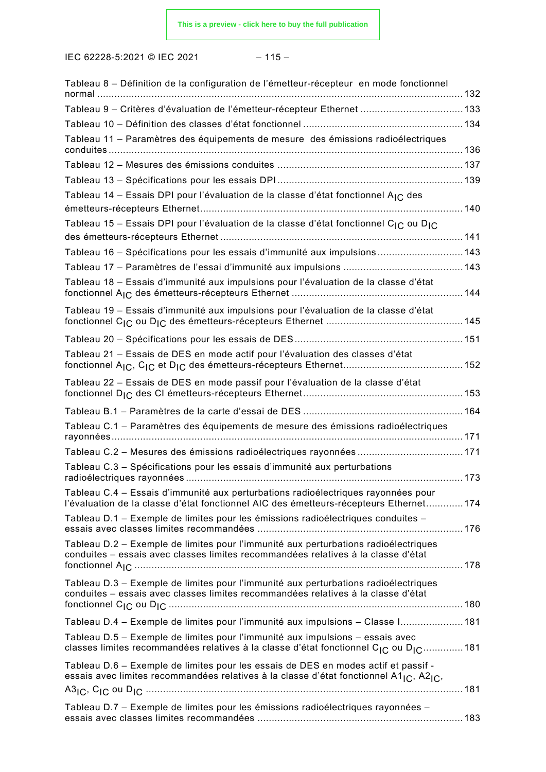Tableau 8 – Définition de la configuration de l'émetteur-récepteur en mode fonctionnel normal ............................................................................................................................ 132

Tableau 9 – Critères d'évaluation de l'émetteur-récepteur Ethernet .................................... 133

Tableau 10 – Définition des classes d'état fonctionnel ....................................................... 134

Tableau 11 – Paramètres des équipements de mesure des émissions radioélectriques conduites ............................................................................................................................ 136

Tableau 12 – Mesures des émissions conduites ................................................................ 137

Tableau 13 – Spécifications pour les essais DPI ................................................................ 139

Tableau 14 – Essais DPI pour l'évaluation de la classe d'état fonctionnel $A_{IC}$ des émetteurs-récepteurs Ethernet ........................................................................................... 140

Tableau 15 – Essais DPI pour l'évaluation de la classe d'état fonctionnel $C_{IC}$ ou $D_{IC}$ des émetteurs-récepteurs Ethernet .................................................................................... 141

Tableau 16 – Spécifications pour les essais d'immunité aux impulsions ............................. 143

Tableau 17 – Paramètres de l'essai d'immunité aux impulsions .......................................... 143

Tableau 18 – Essais d'immunité aux impulsions pour l'évaluation de la classe d'état fonctionnel $A_{IC}$ des émetteurs-récepteurs Ethernet ........................................................... 144

Tableau 19 – Essais d'immunité aux impulsions pour l'évaluation de la classe d'état fonctionnel $C_{IC}$ ou $D_{IC}$ des émetteurs-récepteurs Ethernet ............................................... 145

Tableau 20 – Spécifications pour les essais de DES ........................................................... 151

Tableau 21 – Essais de DES en mode actif pour l'évaluation des classes d'état fonctionnel $A_{IC}$, $C_{IC}$ et $D_{IC}$ des émetteurs-récepteurs Ethernet.......................................... 152

Tableau 22 – Essais de DES en mode passif pour l'évaluation de la classe d'état fonctionnel $D_{IC}$ des CI émetteurs-récepteurs Ethernet....................................................... 153

Tableau B.1 – Paramètres de la carte d'essai de DES ....................................................... 164

Tableau C.1 – Paramètres des équipements de mesure des émissions radioélectriques rayonnées ........................................................................................................................... 171

Tableau C.2 – Mesures des émissions radioélectriques rayonnées .................................... 171

Tableau C.3 – Spécifications pour les essais d'immunité aux perturbations radioélectriques rayonnées ................................................................................................ 173

Tableau C.4 – Essais d'immunité aux perturbations radioélectriques rayonnées pour l'évaluation de la classe d'état fonctionnel AIC des émetteurs-récepteurs Ethernet............. 174

Tableau D.1 – Exemple de limites pour les émissions radioélectriques conduites – essais avec classes limites recommandées ....................................................................... 176

Tableau D.2 – Exemple de limites pour l'immunité aux perturbations radioélectriques conduites – essais avec classes limites recommandées relatives à la classe d'état fonctionnel $A_{IC}$ .................................................................................................................. 178

Tableau D.3 – Exemple de limites pour l'immunité aux perturbations radioélectriques conduites – essais avec classes limites recommandées relatives à la classe d'état fonctionnel $C_{IC}$ ou $D_{IC}$ ..................................................................................................... 180

Tableau D.4 – Exemple de limites pour l'immunité aux impulsions – Classe I...................... 181

Tableau D.5 – Exemple de limites pour l'immunité aux impulsions – essais avec classes limites recommandées relatives à la classe d'état fonctionnel $C_{IC}$ ou $D_{IC}$............. 181

Tableau D.6 – Exemple de limites pour les essais de DES en modes actif et passif - essais avec limites recommandées relatives à la classe d'état fonctionnel $A1_{IC}$, $A2_{IC}$, $A3_{IC}$, $C_{IC}$ ou $D_{IC}$ .............................................................................................................. 181

Tableau D.7 – Exemple de limites pour les émissions radioélectriques rayonnées – essais avec classes limites recommandées ....................................................................... 183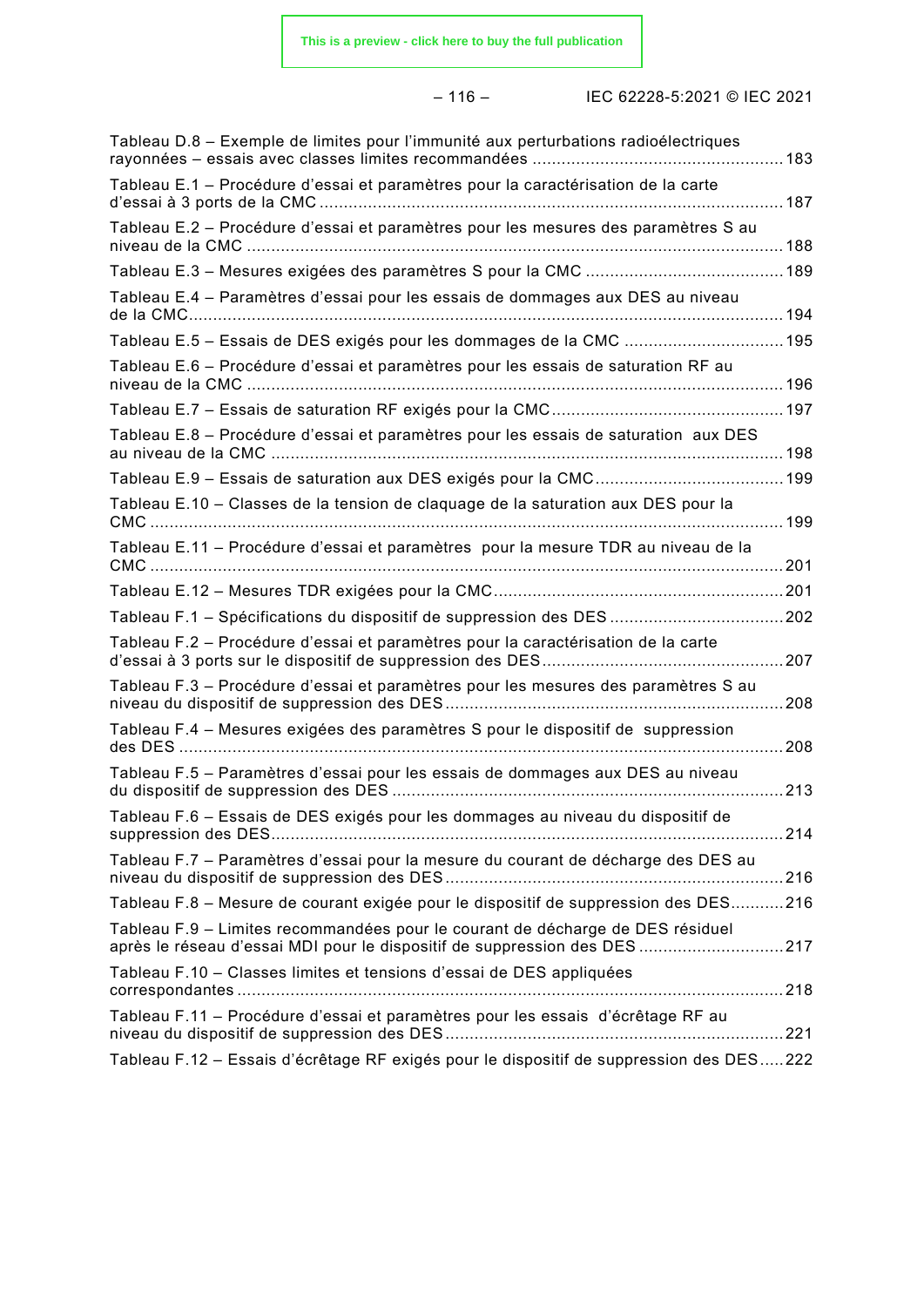Tableau D.8 – Exemple de limites pour l'immunité aux perturbations radioélectriques rayonnées – essais avec classes limites recommandées .................................................... 183

Tableau E.1 – Procédure d'essai et paramètres pour la caractérisation de la carte d'essai à 3 ports de la CMC ................................................................................................ 187

Tableau E.2 – Procédure d'essai et paramètres pour les mesures des paramètres S au niveau de la CMC .............................................................................................................. 188

Tableau E.3 – Mesures exigées des paramètres S pour la CMC ......................................... 189

Tableau E.4 – Paramètres d'essai pour les essais de dommages aux DES au niveau de la CMC........................................................................................................................... 194

Tableau E.5 – Essais de DES exigés pour les dommages de la CMC ................................. 195

Tableau E.6 – Procédure d'essai et paramètres pour les essais de saturation RF au niveau de la CMC .............................................................................................................. 196

Tableau E.7 – Essais de saturation RF exigés pour la CMC................................................ 197

Tableau E.8 – Procédure d'essai et paramètres pour les essais de saturation aux DES au niveau de la CMC ......................................................................................................... 198

Tableau E.9 – Essais de saturation aux DES exigés pour la CMC....................................... 199

Tableau E.10 – Classes de la tension de claquage de la saturation aux DES pour la CMC .................................................................................................................................. 199

Tableau E.11 – Procédure d'essai et paramètres pour la mesure TDR au niveau de la CMC .................................................................................................................................. 201

Tableau E.12 – Mesures TDR exigées pour la CMC............................................................ 201

Tableau F.1 – Spécifications du dispositif de suppression des DES .................................... 202

Tableau F.2 – Procédure d'essai et paramètres pour la caractérisation de la carte d'essai à 3 ports sur le dispositif de suppression des DES.................................................. 207

Tableau F.3 – Procédure d'essai et paramètres pour les mesures des paramètres S au niveau du dispositif de suppression des DES...................................................................... 208

Tableau F.4 – Mesures exigées des paramètres S pour le dispositif de suppression des DES ........................................................................................................................... 208

Tableau F.5 – Paramètres d'essai pour les essais de dommages aux DES au niveau du dispositif de suppression des DES ................................................................................ 213

Tableau F.6 – Essais de DES exigés pour les dommages au niveau du dispositif de suppression des DES......................................................................................................... 214

Tableau F.7 – Paramètres d'essai pour la mesure du courant de décharge des DES au niveau du dispositif de suppression des DES...................................................................... 216

Tableau F.8 – Mesure de courant exigée pour le dispositif de suppression des DES........... 216

Tableau F.9 – Limites recommandées pour le courant de décharge de DES résiduel après le réseau d'essai MDI pour le dispositif de suppression des DES .............................. 217

Tableau F.10 – Classes limites et tensions d'essai de DES appliquées correspondantes ................................................................................................................ 218

Tableau F.11 – Procédure d'essai et paramètres pour les essais d'écrêtage RF au niveau du dispositif de suppression des DES...................................................................... 221

Tableau F.12 – Essais d'écrêtage RF exigés pour le dispositif de suppression des DES..... 222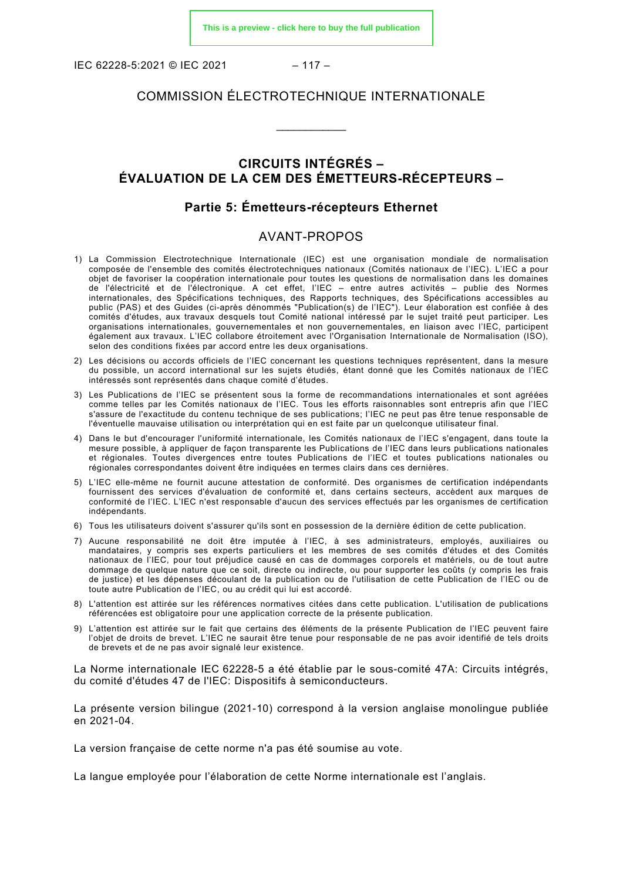COMMISSION ÉLECTROTECHNIQUE INTERNATIONALE

\_\_\_\_\_\_\_\_\_\_\_\_

# CIRCUITS INTÉGRÉS – ÉVALUATION DE LA CEM DES ÉMETTEURS-RÉCEPTEURS –

## Partie 5: Émetteurs-récepteurs Ethernet

## AVANT-PROPOS

1) La Commission Electrotechnique Internationale (IEC) est une organisation mondiale de normalisation composée de l'ensemble des comités électrotechniques nationaux (Comités nationaux de l'IEC). L'IEC a pour objet de favoriser la coopération internationale pour toutes les questions de normalisation dans les domaines de l'électricité et de l'électronique. A cet effet, l'IEC – entre autres activités – publie des Normes internationales, des Spécifications techniques, des Rapports techniques, des Spécifications accessibles au public (PAS) et des Guides (ci-après dénommés "Publication(s) de l'IEC"). Leur élaboration est confiée à des comités d'études, aux travaux desquels tout Comité national intéressé par le sujet traité peut participer. Les organisations internationales, gouvernementales et non gouvernementales, en liaison avec l'IEC, participent également aux travaux. L'IEC collabore étroitement avec l'Organisation Internationale de Normalisation (ISO), selon des conditions fixées par accord entre les deux organisations.
2) Les décisions ou accords officiels de l'IEC concernant les questions techniques représentent, dans la mesure du possible, un accord international sur les sujets étudiés, étant donné que les Comités nationaux de l'IEC intéressés sont représentés dans chaque comité d'études.
3) Les Publications de l'IEC se présentent sous la forme de recommandations internationales et sont agréées comme telles par les Comités nationaux de l'IEC. Tous les efforts raisonnables sont entrepris afin que l'IEC s'assure de l'exactitude du contenu technique de ses publications; l'IEC ne peut pas être tenue responsable de l'éventuelle mauvaise utilisation ou interprétation qui en est faite par un quelconque utilisateur final.
4) Dans le but d'encourager l'uniformité internationale, les Comités nationaux de l'IEC s'engagent, dans toute la mesure possible, à appliquer de façon transparente les Publications de l'IEC dans leurs publications nationales et régionales. Toutes divergences entre toutes Publications de l'IEC et toutes publications nationales ou régionales correspondantes doivent être indiquées en termes clairs dans ces dernières.
5) L'IEC elle-même ne fournit aucune attestation de conformité. Des organismes de certification indépendants fournissent des services d'évaluation de conformité et, dans certains secteurs, accèdent aux marques de conformité de l'IEC. L'IEC n'est responsable d'aucun des services effectués par les organismes de certification indépendants.
6) Tous les utilisateurs doivent s'assurer qu'ils sont en possession de la dernière édition de cette publication.
7) Aucune responsabilité ne doit être imputée à l'IEC, à ses administrateurs, employés, auxiliaires ou mandataires, y compris ses experts particuliers et les membres de ses comités d'études et des Comités nationaux de l'IEC, pour tout préjudice causé en cas de dommages corporels et matériels, ou de tout autre dommage de quelque nature que ce soit, directe ou indirecte, ou pour supporter les coûts (y compris les frais de justice) et les dépenses découlant de la publication ou de l'utilisation de cette Publication de l'IEC ou de toute autre Publication de l'IEC, ou au crédit qui lui est accordé.
8) L'attention est attirée sur les références normatives citées dans cette publication. L'utilisation de publications référencées est obligatoire pour une application correcte de la présente publication.
9) L'attention est attirée sur le fait que certains des éléments de la présente Publication de l'IEC peuvent faire l'objet de droits de brevet. L'IEC ne saurait être tenue pour responsable de ne pas avoir identifié de tels droits de brevets et de ne pas avoir signalé leur existence.

La Norme internationale IEC 62228-5 a été établie par le sous-comité 47A: Circuits intégrés, du comité d'études 47 de l'IEC: Dispositifs à semiconducteurs.

La présente version bilingue (2021-10) correspond à la version anglaise monolingue publiée en 2021-04.

La version française de cette norme n'a pas été soumise au vote.

La langue employée pour l'élaboration de cette Norme internationale est l'anglais.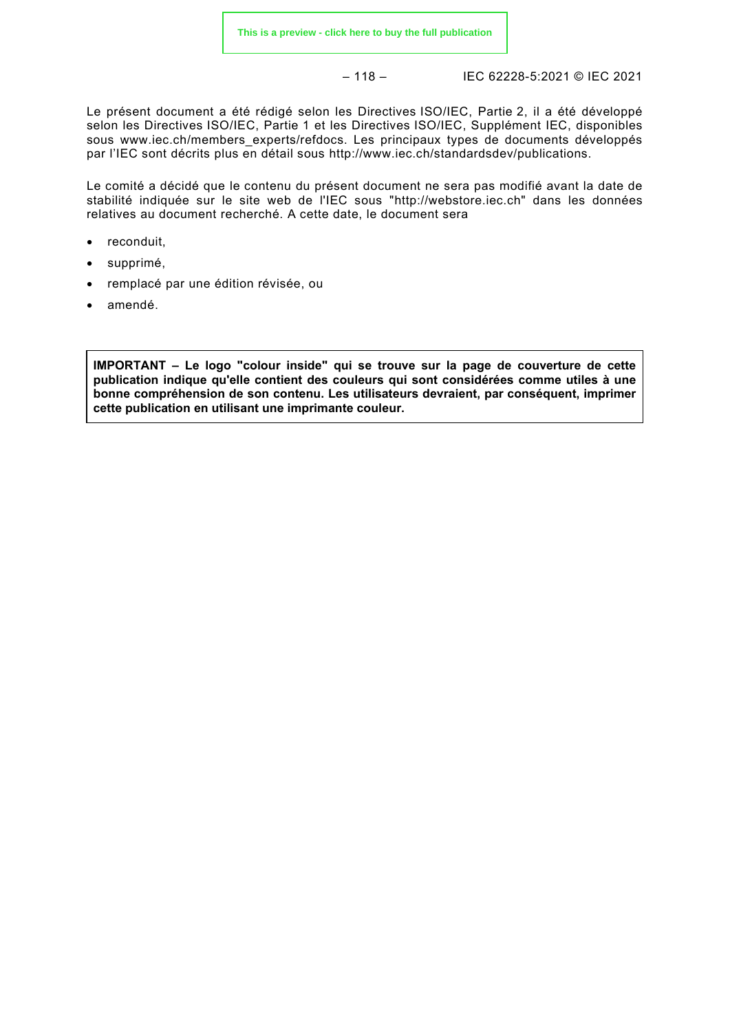Le présent document a été rédigé selon les Directives ISO/IEC, Partie 2, il a été développé selon les Directives ISO/IEC, Partie 1 et les Directives ISO/IEC, Supplément IEC, disponibles sous www.iec.ch/members_experts/refdocs. Les principaux types de documents développés par l'IEC sont décrits plus en détail sous http://www.iec.ch/standardsdev/publications.

Le comité a décidé que le contenu du présent document ne sera pas modifié avant la date de stabilité indiquée sur le site web de l'IEC sous "http://webstore.iec.ch" dans les données relatives au document recherché. A cette date, le document sera

- reconduit,
- supprimé,
- remplacé par une édition révisée, ou
- amendé.

**IMPORTANT – Le logo "colour inside" qui se trouve sur la page de couverture de cette publication indique qu'elle contient des couleurs qui sont considérées comme utiles à une bonne compréhension de son contenu. Les utilisateurs devraient, par conséquent, imprimer cette publication en utilisant une imprimante couleur.**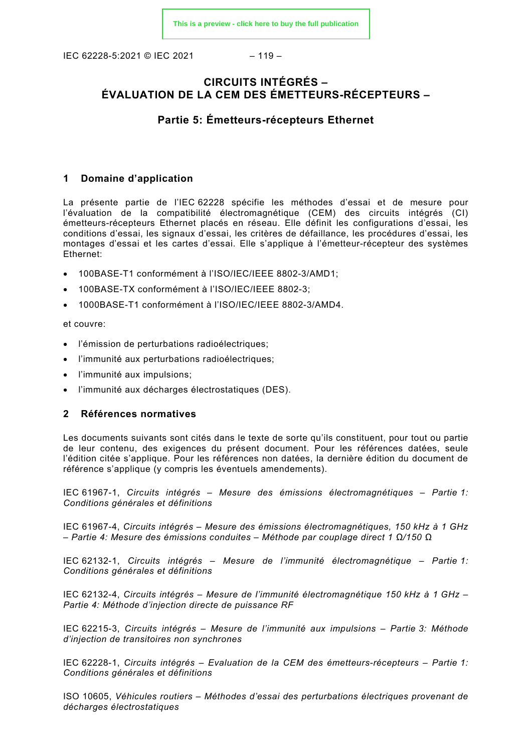# CIRCUITS INTÉGRÉS – ÉVALUATION DE LA CEM DES ÉMETTEURS-RÉCEPTEURS –

## Partie 5: Émetteurs-récepteurs Ethernet

## 1 Domaine d'application

La présente partie de l'IEC 62228 spécifie les méthodes d'essai et de mesure pour l'évaluation de la compatibilité électromagnétique (CEM) des circuits intégrés (CI) émetteurs-récepteurs Ethernet placés en réseau. Elle définit les configurations d'essai, les conditions d'essai, les signaux d'essai, les critères de défaillance, les procédures d'essai, les montages d'essai et les cartes d'essai. Elle s'applique à l'émetteur-récepteur des systèmes Ethernet:

- 100BASE-T1 conformément à l'ISO/IEC/IEEE 8802-3/AMD1;
- 100BASE-TX conformément à l'ISO/IEC/IEEE 8802-3;
- 1000BASE-T1 conformément à l'ISO/IEC/IEEE 8802-3/AMD4.

et couvre:

- l'émission de perturbations radioélectriques;
- l'immunité aux perturbations radioélectriques;
- l'immunité aux impulsions;
- l'immunité aux décharges électrostatiques (DES).

## 2 Références normatives

Les documents suivants sont cités dans le texte de sorte qu'ils constituent, pour tout ou partie de leur contenu, des exigences du présent document. Pour les références datées, seule l'édition citée s'applique. Pour les références non datées, la dernière édition du document de référence s'applique (y compris les éventuels amendements).

IEC 61967-1, *Circuits intégrés – Mesure des émissions électromagnétiques – Partie 1: Conditions générales et définitions*

IEC 61967-4, *Circuits intégrés – Mesure des émissions électromagnétiques, 150 kHz à 1 GHz – Partie 4: Mesure des émissions conduites – Méthode par couplage direct 1 Ω/150 Ω*

IEC 62132-1, *Circuits intégrés – Mesure de l'immunité électromagnétique – Partie 1: Conditions générales et définitions*

IEC 62132-4, *Circuits intégrés – Mesure de l'immunité électromagnétique 150 kHz à 1 GHz – Partie 4: Méthode d'injection directe de puissance RF*

IEC 62215-3, *Circuits intégrés – Mesure de l'immunité aux impulsions – Partie 3: Méthode d'injection de transitoires non synchrones*

IEC 62228-1, *Circuits intégrés – Evaluation de la CEM des émetteurs-récepteurs – Partie 1: Conditions générales et définitions*

ISO 10605, *Véhicules routiers – Méthodes d'essai des perturbations électriques provenant de décharges électrostatiques*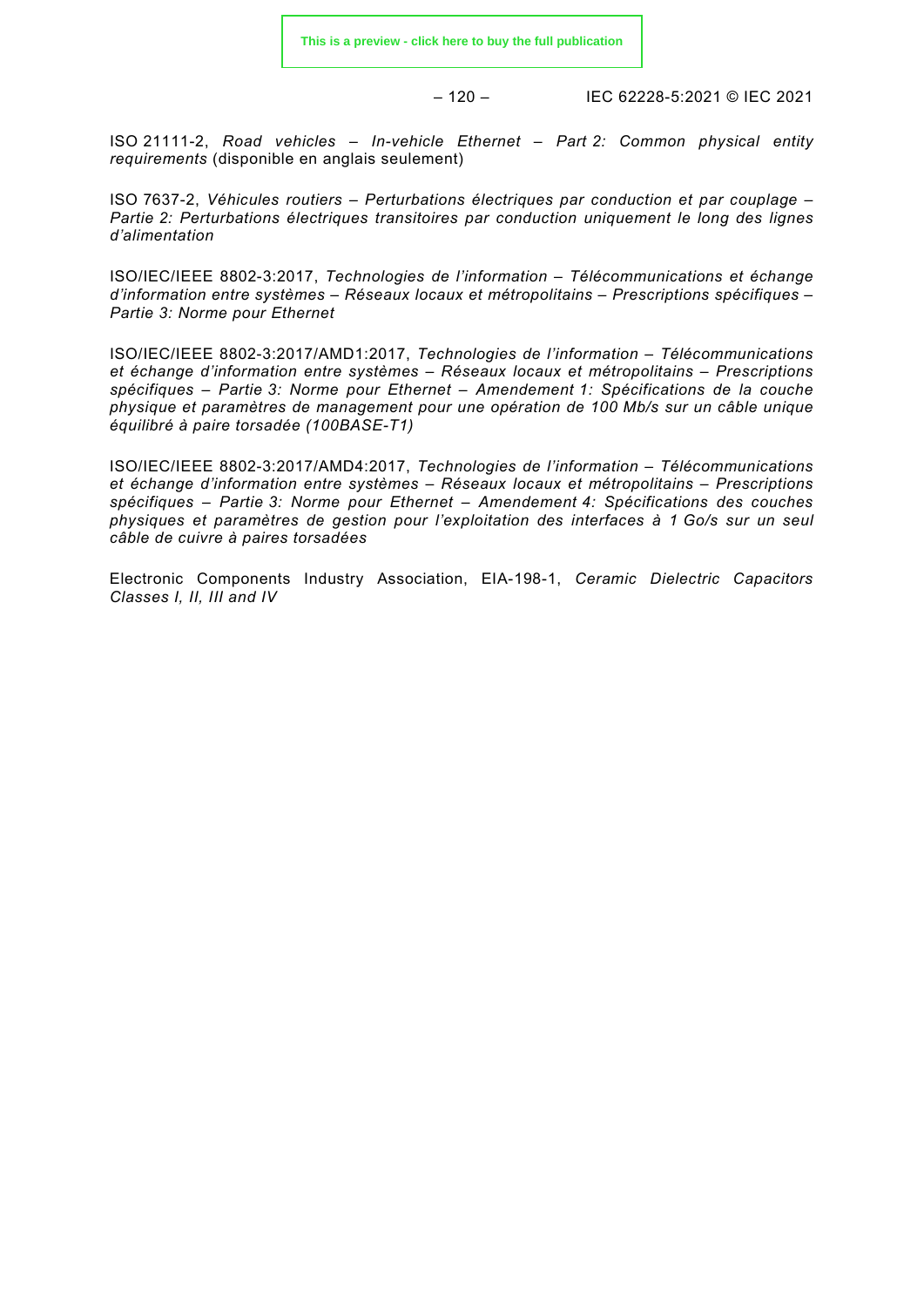ISO 21111-2, *Road vehicles – In-vehicle Ethernet – Part 2: Common physical entity requirements* (disponible en anglais seulement)

ISO 7637-2, *Véhicules routiers – Perturbations électriques par conduction et par couplage – Partie 2: Perturbations électriques transitoires par conduction uniquement le long des lignes d'alimentation*

ISO/IEC/IEEE 8802-3:2017, *Technologies de l'information – Télécommunications et échange d'information entre systèmes – Réseaux locaux et métropolitains – Prescriptions spécifiques – Partie 3: Norme pour Ethernet*

ISO/IEC/IEEE 8802-3:2017/AMD1:2017, *Technologies de l'information – Télécommunications et échange d'information entre systèmes – Réseaux locaux et métropolitains – Prescriptions spécifiques – Partie 3: Norme pour Ethernet – Amendement 1: Spécifications de la couche physique et paramètres de management pour une opération de 100 Mb/s sur un câble unique équilibré à paire torsadée (100BASE-T1)*

ISO/IEC/IEEE 8802-3:2017/AMD4:2017, *Technologies de l'information – Télécommunications et échange d'information entre systèmes – Réseaux locaux et métropolitains – Prescriptions spécifiques – Partie 3: Norme pour Ethernet – Amendement 4: Spécifications des couches physiques et paramètres de gestion pour l'exploitation des interfaces à 1 Go/s sur un seul câble de cuivre à paires torsadées*

Electronic Components Industry Association, EIA-198-1, *Ceramic Dielectric Capacitors Classes I, II, III and IV*